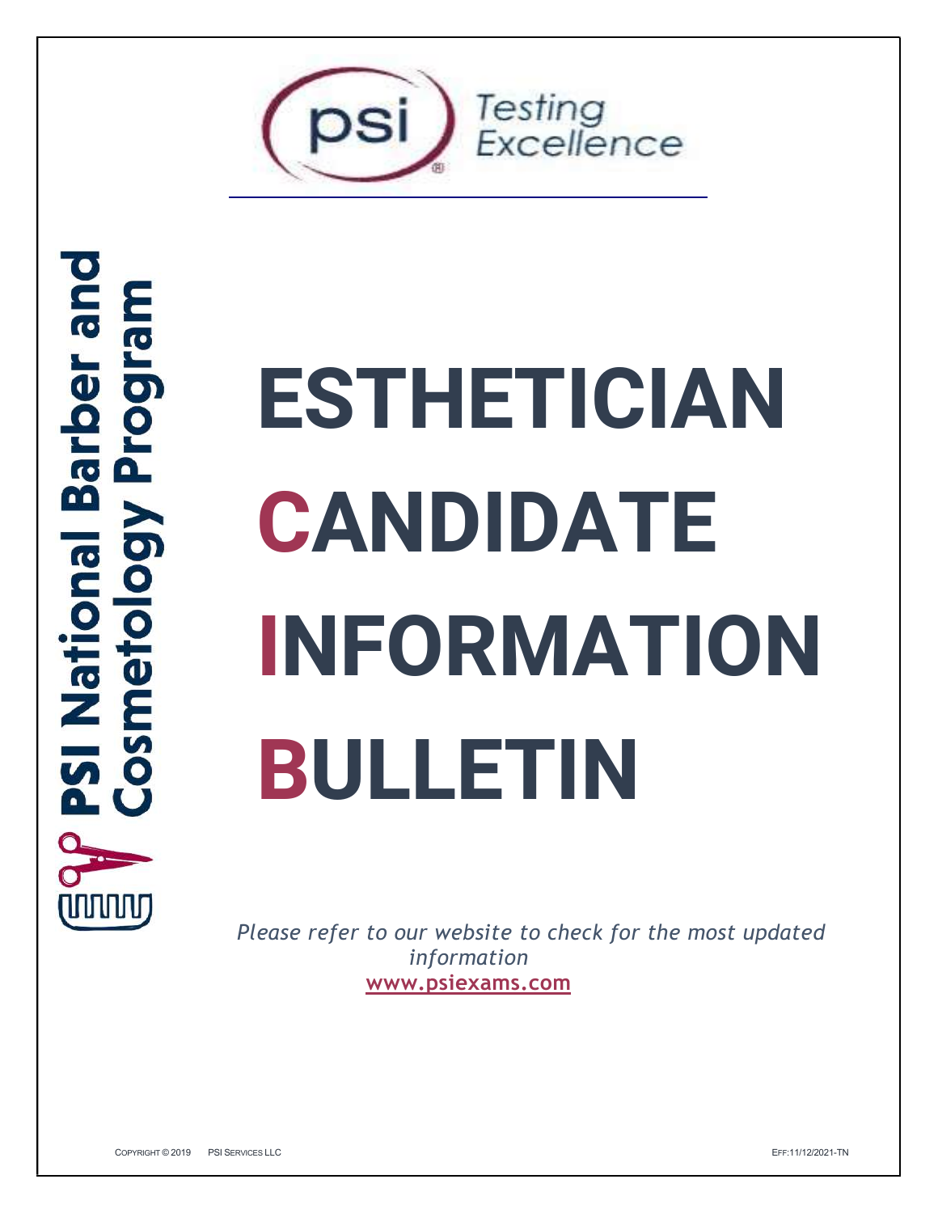Testing Excellence

PSI National Barber and Cosmetology Program

# ESTHETICIAN CANDIDATE INFORMATION BULLETIN

*Please refer to our website to check for the most updated information*
**www.psiexams.com**

COPYRIGHT © 2019 PSI SERVICES LLC

EFF:11/12/2021-TN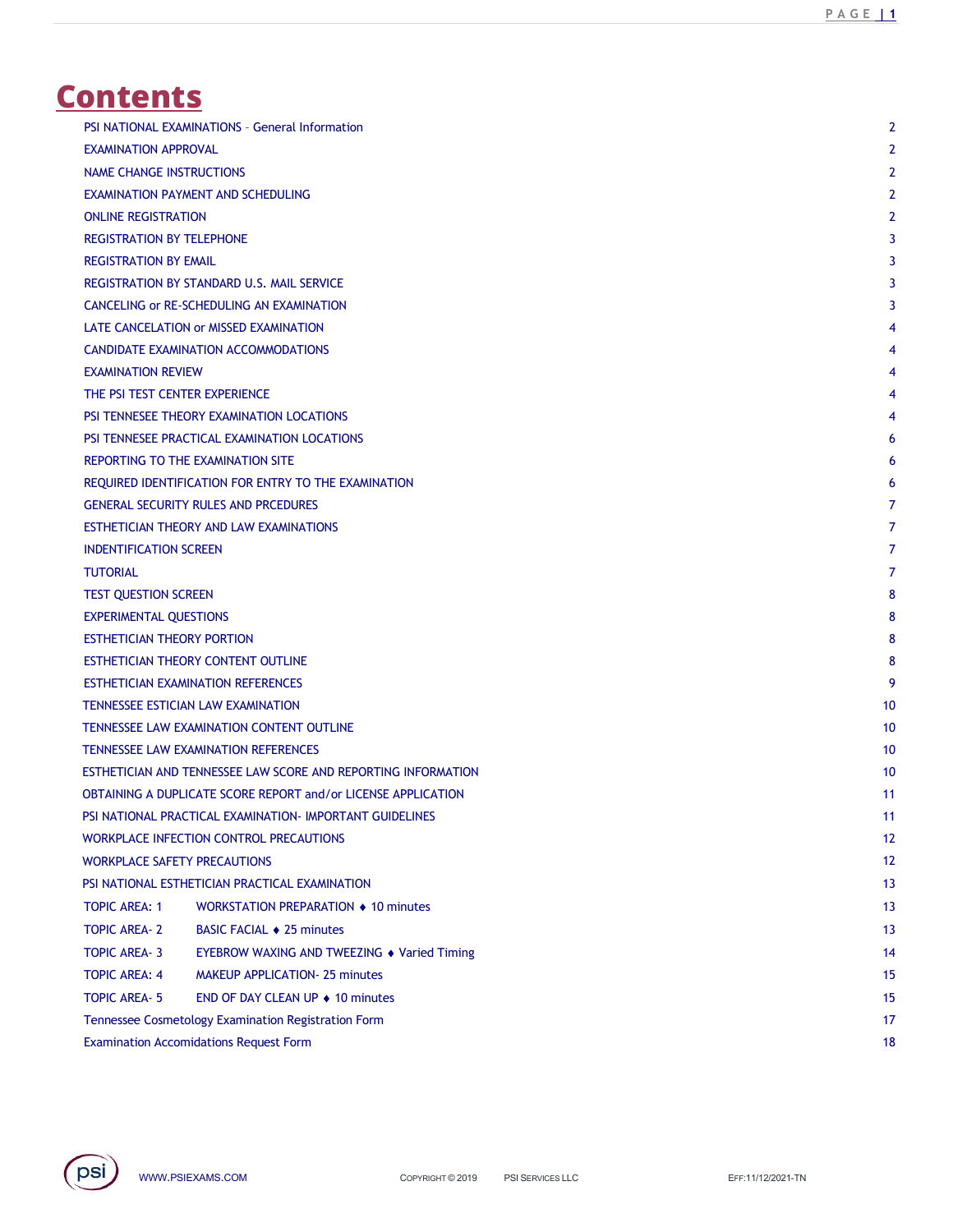# Contents

| | |
|---|---|
| PSI NATIONAL EXAMINATIONS – General Information | 2 |
| EXAMINATION APPROVAL | 2 |
| NAME CHANGE INSTRUCTIONS | 2 |
| EXAMINATION PAYMENT AND SCHEDULING | 2 |
| ONLINE REGISTRATION | 2 |
| REGISTRATION BY TELEPHONE | 3 |
| REGISTRATION BY EMAIL | 3 |
| REGISTRATION BY STANDARD U.S. MAIL SERVICE | 3 |
| CANCELING or RE-SCHEDULING AN EXAMINATION | 3 |
| LATE CANCELATION or MISSED EXAMINATION | 4 |
| CANDIDATE EXAMINATION ACCOMMODATIONS | 4 |
| EXAMINATION REVIEW | 4 |
| THE PSI TEST CENTER EXPERIENCE | 4 |
| PSI TENNESEE THEORY EXAMINATION LOCATIONS | 4 |
| PSI TENNESEE PRACTICAL EXAMINATION LOCATIONS | 6 |
| REPORTING TO THE EXAMINATION SITE | 6 |
| REQUIRED IDENTIFICATION FOR ENTRY TO THE EXAMINATION | 6 |
| GENERAL SECURITY RULES AND PRCEDURES | 7 |
| ESTHETICIAN THEORY AND LAW EXAMINATIONS | 7 |
| INDENTIFICATION SCREEN | 7 |
| TUTORIAL | 7 |
| TEST QUESTION SCREEN | 8 |
| EXPERIMENTAL QUESTIONS | 8 |
| ESTHETICIAN THEORY PORTION | 8 |
| ESTHETICIAN THEORY CONTENT OUTLINE | 8 |
| ESTHETICIAN EXAMINATION REFERENCES | 9 |
| TENNESSEE ESTICIAN LAW EXAMINATION | 10 |
| TENNESSEE LAW EXAMINATION CONTENT OUTLINE | 10 |
| TENNESSEE LAW EXAMINATION REFERENCES | 10 |
| ESTHETICIAN AND TENNESSEE LAW SCORE AND REPORTING INFORMATION | 10 |
| OBTAINING A DUPLICATE SCORE REPORT and/or LICENSE APPLICATION | 11 |
| PSI NATIONAL PRACTICAL EXAMINATION- IMPORTANT GUIDELINES | 11 |
| WORKPLACE INFECTION CONTROL PRECAUTIONS | 12 |
| WORKPLACE SAFETY PRECAUTIONS | 12 |
| PSI NATIONAL ESTHETICIAN PRACTICAL EXAMINATION | 13 |
| TOPIC AREA: 1 WORKSTATION PREPARATION ♦ 10 minutes | 13 |
| TOPIC AREA- 2 BASIC FACIAL ♦ 25 minutes | 13 |
| TOPIC AREA- 3 EYEBROW WAXING AND TWEEZING ♦ Varied Timing | 14 |
| TOPIC AREA: 4 MAKEUP APPLICATION- 25 minutes | 15 |
| TOPIC AREA- 5 END OF DAY CLEAN UP ♦ 10 minutes | 15 |
| Tennessee Cosmetology Examination Registration Form | 17 |
| Examination Accomidations Request Form | 18 |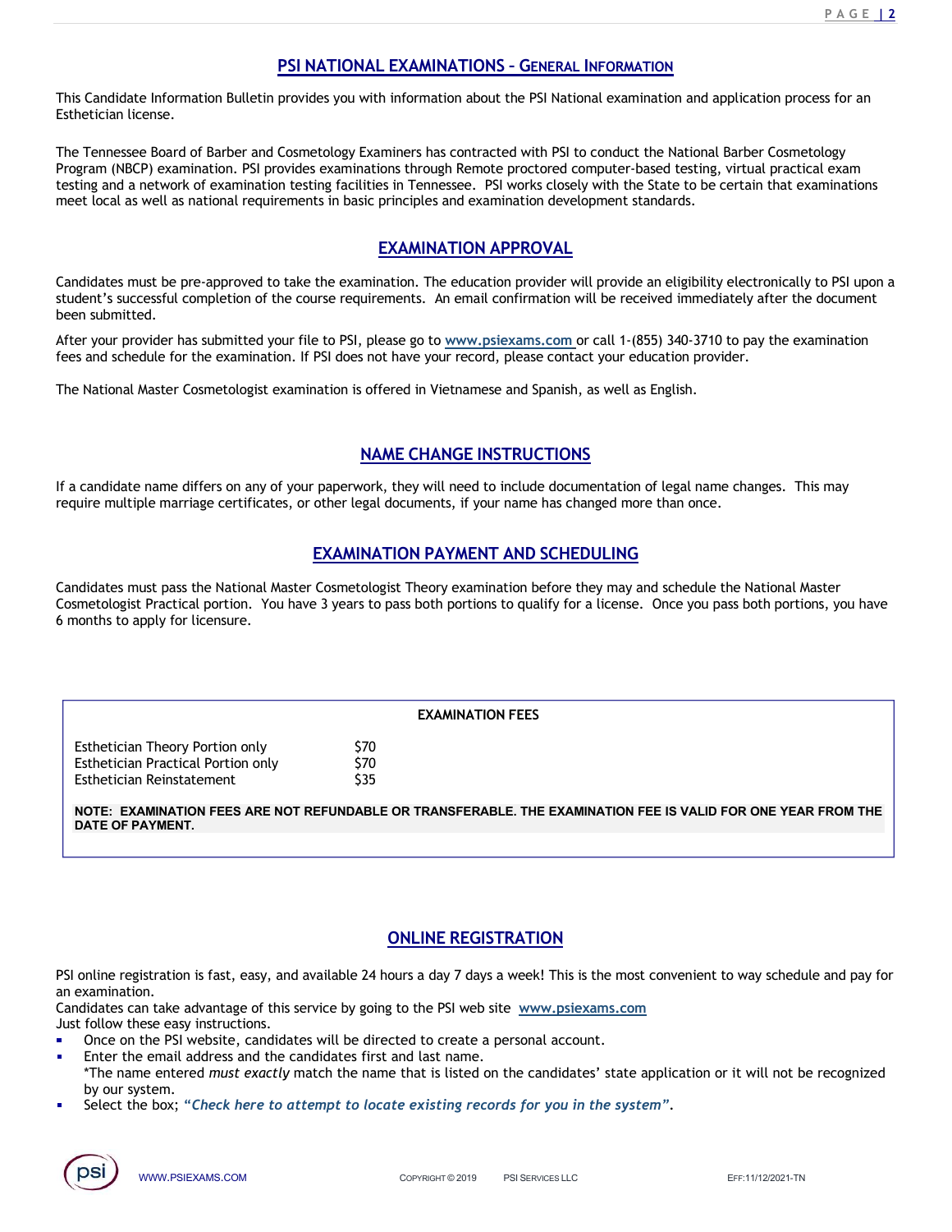## PSI NATIONAL EXAMINATIONS – GENERAL INFORMATION

This Candidate Information Bulletin provides you with information about the PSI National examination and application process for an Esthetician license.

The Tennessee Board of Barber and Cosmetology Examiners has contracted with PSI to conduct the National Barber Cosmetology Program (NBCP) examination. PSI provides examinations through Remote proctored computer-based testing, virtual practical exam testing and a network of examination testing facilities in Tennessee. PSI works closely with the State to be certain that examinations meet local as well as national requirements in basic principles and examination development standards.

## EXAMINATION APPROVAL

Candidates must be pre-approved to take the examination. The education provider will provide an eligibility electronically to PSI upon a student's successful completion of the course requirements. An email confirmation will be received immediately after the document been submitted.

After your provider has submitted your file to PSI, please go to www.psiexams.com or call 1-(855) 340-3710 to pay the examination fees and schedule for the examination. If PSI does not have your record, please contact your education provider.

The National Master Cosmetologist examination is offered in Vietnamese and Spanish, as well as English.

## NAME CHANGE INSTRUCTIONS

If a candidate name differs on any of your paperwork, they will need to include documentation of legal name changes. This may require multiple marriage certificates, or other legal documents, if your name has changed more than once.

## EXAMINATION PAYMENT AND SCHEDULING

Candidates must pass the National Master Cosmetologist Theory examination before they may and schedule the National Master Cosmetologist Practical portion. You have 3 years to pass both portions to qualify for a license. Once you pass both portions, you have 6 months to apply for licensure.

**EXAMINATION FEES**

| Examination | Fee |
|---|---|
| Esthetician Theory Portion only | $70 |
| Esthetician Practical Portion only | $70 |
| Esthetician Reinstatement | $35 |

**NOTE: EXAMINATION FEES ARE NOT REFUNDABLE OR TRANSFERABLE. THE EXAMINATION FEE IS VALID FOR ONE YEAR FROM THE DATE OF PAYMENT.**

## ONLINE REGISTRATION

PSI online registration is fast, easy, and available 24 hours a day 7 days a week! This is the most convenient to way schedule and pay for an examination.

Candidates can take advantage of this service by going to the PSI web site www.psiexams.com

Just follow these easy instructions.

- Once on the PSI website, candidates will be directed to create a personal account.
- Enter the email address and the candidates first and last name.
  *The name entered *must exactly* match the name that is listed on the candidates' state application or it will not be recognized by our system.
- Select the box; ***"Check here to attempt to locate existing records for you in the system"***.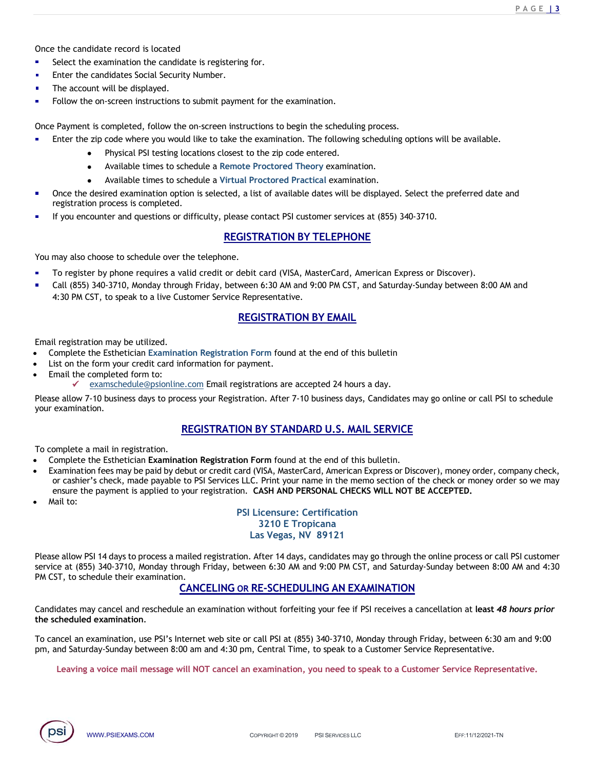Once the candidate record is located

- Select the examination the candidate is registering for.
- Enter the candidates Social Security Number.
- The account will be displayed.
- Follow the on-screen instructions to submit payment for the examination.

Once Payment is completed, follow the on-screen instructions to begin the scheduling process.

- Enter the zip code where you would like to take the examination. The following scheduling options will be available.
    - Physical PSI testing locations closest to the zip code entered.
    - Available times to schedule a **Remote Proctored Theory** examination.
    - Available times to schedule a **Virtual Proctored Practical** examination.
- Once the desired examination option is selected, a list of available dates will be displayed. Select the preferred date and registration process is completed.
- If you encounter and questions or difficulty, please contact PSI customer services at (855) 340-3710.

## REGISTRATION BY TELEPHONE

You may also choose to schedule over the telephone.

- To register by phone requires a valid credit or debit card (VISA, MasterCard, American Express or Discover).
- Call (855) 340-3710, Monday through Friday, between 6:30 AM and 9:00 PM CST, and Saturday-Sunday between 8:00 AM and 4:30 PM CST, to speak to a live Customer Service Representative.

## REGISTRATION BY EMAIL

Email registration may be utilized.

- Complete the Esthetician **Examination Registration Form** found at the end of this bulletin
- List on the form your credit card information for payment.
- Email the completed form to:
    - ✓ examschedule@psionline.com Email registrations are accepted 24 hours a day.

Please allow 7-10 business days to process your Registration. After 7-10 business days, Candidates may go online or call PSI to schedule your examination.

## REGISTRATION BY STANDARD U.S. MAIL SERVICE

To complete a mail in registration.

- Complete the Esthetician **Examination Registration Form** found at the end of this bulletin.
- Examination fees may be paid by debut or credit card (VISA, MasterCard, American Express or Discover), money order, company check, or cashier's check, made payable to PSI Services LLC. Print your name in the memo section of the check or money order so we may ensure the payment is applied to your registration. **CASH AND PERSONAL CHECKS WILL NOT BE ACCEPTED.**
- Mail to:

**PSI Licensure: Certification**
**3210 E Tropicana**
**Las Vegas, NV 89121**

Please allow PSI 14 days to process a mailed registration. After 14 days, candidates may go through the online process or call PSI customer service at (855) 340-3710, Monday through Friday, between 6:30 AM and 9:00 PM CST, and Saturday-Sunday between 8:00 AM and 4:30 PM CST, to schedule their examination.

## CANCELING OR RE-SCHEDULING AN EXAMINATION

Candidates may cancel and reschedule an examination without forfeiting your fee if PSI receives a cancellation at **least *48 hours prior* the scheduled examination.**

To cancel an examination, use PSI's Internet web site or call PSI at (855) 340-3710, Monday through Friday, between 6:30 am and 9:00 pm, and Saturday-Sunday between 8:00 am and 4:30 pm, Central Time, to speak to a Customer Service Representative.

**Leaving a voice mail message will NOT cancel an examination, you need to speak to a Customer Service Representative.**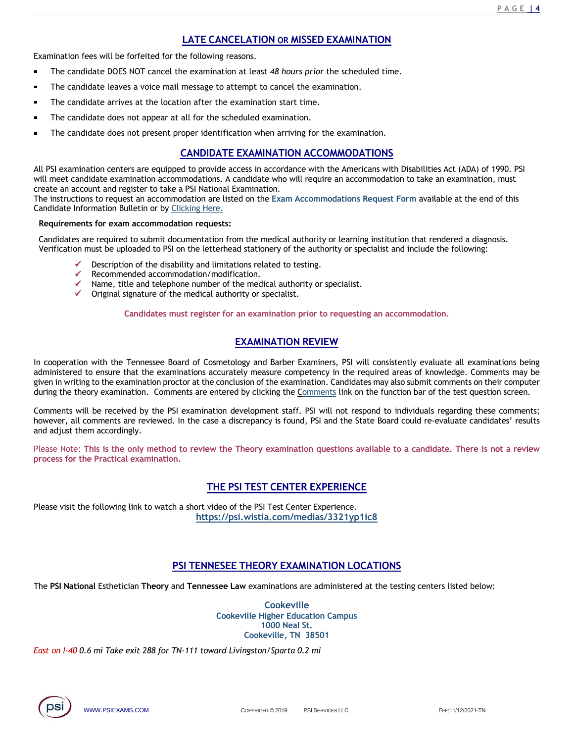## LATE CANCELATION OR MISSED EXAMINATION

Examination fees will be forfeited for the following reasons.

- The candidate DOES NOT cancel the examination at least *48 hours prior* the scheduled time.
- The candidate leaves a voice mail message to attempt to cancel the examination.
- The candidate arrives at the location after the examination start time.
- The candidate does not appear at all for the scheduled examination.
- The candidate does not present proper identification when arriving for the examination.

## CANDIDATE EXAMINATION ACCOMMODATIONS

All PSI examination centers are equipped to provide access in accordance with the Americans with Disabilities Act (ADA) of 1990. PSI will meet candidate examination accommodations. A candidate who will require an accommodation to take an examination, must create an account and register to take a PSI National Examination.
The instructions to request an accommodation are listed on the **Exam Accommodations Request Form** available at the end of this Candidate Information Bulletin or by Clicking Here.

**Requirements for exam accommodation requests:**

Candidates are required to submit documentation from the medical authority or learning institution that rendered a diagnosis. Verification must be uploaded to PSI on the letterhead stationery of the authority or specialist and include the following:

- ✓ Description of the disability and limitations related to testing.
- ✓ Recommended accommodation/modification.
- ✓ Name, title and telephone number of the medical authority or specialist.
- ✓ Original signature of the medical authority or specialist.

**Candidates must register for an examination prior to requesting an accommodation.**

## EXAMINATION REVIEW

In cooperation with the Tennessee Board of Cosmetology and Barber Examiners, PSI will consistently evaluate all examinations being administered to ensure that the examinations accurately measure competency in the required areas of knowledge. Comments may be given in writing to the examination proctor at the conclusion of the examination. Candidates may also submit comments on their computer during the theory examination. Comments are entered by clicking the Comments link on the function bar of the test question screen.

Comments will be received by the PSI examination development staff. PSI will not respond to individuals regarding these comments; however, all comments are reviewed. In the case a discrepancy is found, PSI and the State Board could re-evaluate candidates' results and adjust them accordingly.

Please Note: **This is the only method to review the Theory examination questions available to a candidate. There is not a review process for the Practical examination.**

## THE PSI TEST CENTER EXPERIENCE

Please visit the following link to watch a short video of the PSI Test Center Experience.

**https://psi.wistia.com/medias/3321yp1ic8**

## PSI TENNESEE THEORY EXAMINATION LOCATIONS

The **PSI National** Esthetician **Theory** and **Tennessee Law** examinations are administered at the testing centers listed below:

**Cookeville**
**Cookeville Higher Education Campus**
**1000 Neal St.**
**Cookeville, TN 38501**

*East on I-40 0.6 mi Take exit 288 for TN-111 toward Livingston/Sparta 0.2 mi*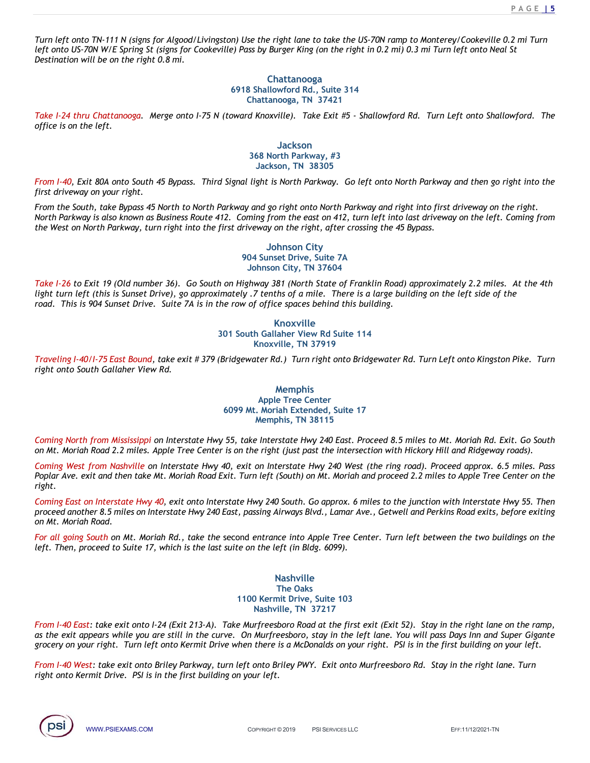*Turn left onto TN-111 N (signs for Algood/Livingston) Use the right lane to take the US-70N ramp to Monterey/Cookeville 0.2 mi Turn left onto US-70N W/E Spring St (signs for Cookeville) Pass by Burger King (on the right in 0.2 mi) 0.3 mi Turn left onto Neal St Destination will be on the right 0.8 mi.*

### Chattanooga
**6918 Shallowford Rd., Suite 314**
**Chattanooga, TN 37421**

*Take I-24 thru Chattanooga. Merge onto I-75 N (toward Knoxville). Take Exit #5 - Shallowford Rd. Turn Left onto Shallowford. The office is on the left.*

### Jackson
**368 North Parkway, #3**
**Jackson, TN 38305**

*From I-40, Exit 80A onto South 45 Bypass. Third Signal light is North Parkway. Go left onto North Parkway and then go right into the first driveway on your right.*

*From the South, take Bypass 45 North to North Parkway and go right onto North Parkway and right into first driveway on the right. North Parkway is also known as Business Route 412. Coming from the east on 412, turn left into last driveway on the left. Coming from the West on North Parkway, turn right into the first driveway on the right, after crossing the 45 Bypass.*

### Johnson City
**904 Sunset Drive, Suite 7A**
**Johnson City, TN 37604**

*Take I-26 to Exit 19 (Old number 36). Go South on Highway 381 (North State of Franklin Road) approximately 2.2 miles. At the 4th light turn left (this is Sunset Drive), go approximately .7 tenths of a mile. There is a large building on the left side of the road. This is 904 Sunset Drive. Suite 7A is in the row of office spaces behind this building.*

### Knoxville
**301 South Gallaher View Rd Suite 114**
**Knoxville, TN 37919**

*Traveling I-40/I-75 East Bound, take exit # 379 (Bridgewater Rd.) Turn right onto Bridgewater Rd. Turn Left onto Kingston Pike. Turn right onto South Gallaher View Rd.*

### Memphis
**Apple Tree Center**
**6099 Mt. Moriah Extended, Suite 17**
**Memphis, TN 38115**

*Coming North from Mississippi on Interstate Hwy 55, take Interstate Hwy 240 East. Proceed 8.5 miles to Mt. Moriah Rd. Exit. Go South on Mt. Moriah Road 2.2 miles. Apple Tree Center is on the right (just past the intersection with Hickory Hill and Ridgeway roads).*

*Coming West from Nashville on Interstate Hwy 40, exit on Interstate Hwy 240 West (the ring road). Proceed approx. 6.5 miles. Pass Poplar Ave. exit and then take Mt. Moriah Road Exit. Turn left (South) on Mt. Moriah and proceed 2.2 miles to Apple Tree Center on the right.*

*Coming East on Interstate Hwy 40, exit onto Interstate Hwy 240 South. Go approx. 6 miles to the junction with Interstate Hwy 55. Then proceed another 8.5 miles on Interstate Hwy 240 East, passing Airways Blvd., Lamar Ave., Getwell and Perkins Road exits, before exiting on Mt. Moriah Road.*

*For all going South on Mt. Moriah Rd., take the* second *entrance into Apple Tree Center. Turn left between the two buildings on the left. Then, proceed to Suite 17, which is the last suite on the left (in Bldg. 6099).*

### Nashville
**The Oaks**
**1100 Kermit Drive, Suite 103**
**Nashville, TN 37217**

*From I-40 East: take exit onto I-24 (Exit 213-A). Take Murfreesboro Road at the first exit (Exit 52). Stay in the right lane on the ramp, as the exit appears while you are still in the curve. On Murfreesboro, stay in the left lane. You will pass Days Inn and Super Gigante grocery on your right. Turn left onto Kermit Drive when there is a McDonalds on your right. PSI is in the first building on your left.*

*From I-40 West: take exit onto Briley Parkway, turn left onto Briley PWY. Exit onto Murfreesboro Rd. Stay in the right lane. Turn right onto Kermit Drive. PSI is in the first building on your left.*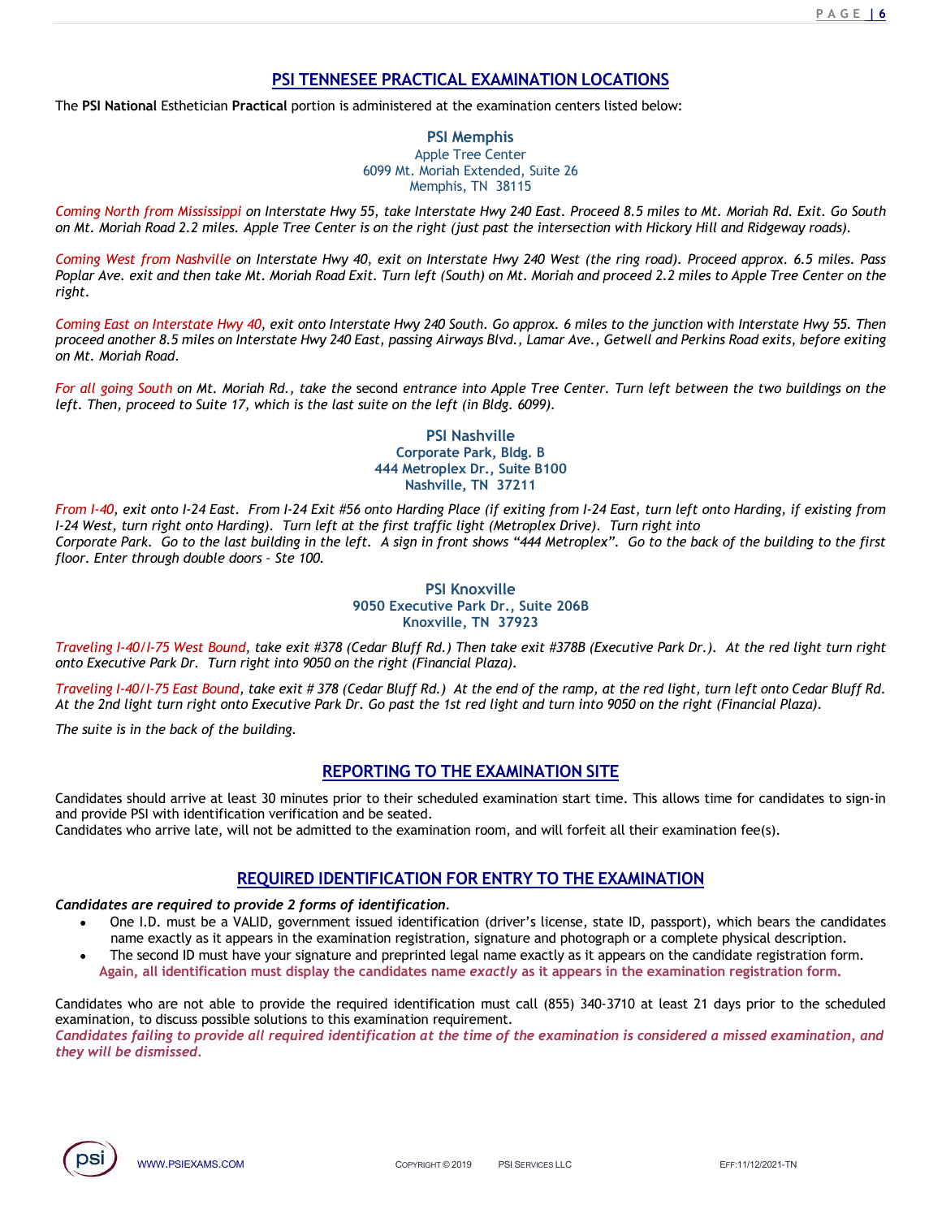## PSI TENNESEE PRACTICAL EXAMINATION LOCATIONS

The **PSI National** Esthetician **Practical** portion is administered at the examination centers listed below:

**PSI Memphis**
Apple Tree Center
6099 Mt. Moriah Extended, Suite 26
Memphis, TN 38115

*Coming North from Mississippi on Interstate Hwy 55, take Interstate Hwy 240 East. Proceed 8.5 miles to Mt. Moriah Rd. Exit. Go South on Mt. Moriah Road 2.2 miles. Apple Tree Center is on the right (just past the intersection with Hickory Hill and Ridgeway roads).*

*Coming West from Nashville on Interstate Hwy 40, exit on Interstate Hwy 240 West (the ring road). Proceed approx. 6.5 miles. Pass Poplar Ave. exit and then take Mt. Moriah Road Exit. Turn left (South) on Mt. Moriah and proceed 2.2 miles to Apple Tree Center on the right.*

*Coming East on Interstate Hwy 40, exit onto Interstate Hwy 240 South. Go approx. 6 miles to the junction with Interstate Hwy 55. Then proceed another 8.5 miles on Interstate Hwy 240 East, passing Airways Blvd., Lamar Ave., Getwell and Perkins Road exits, before exiting on Mt. Moriah Road.*

*For all going South on Mt. Moriah Rd., take the* second *entrance into Apple Tree Center. Turn left between the two buildings on the left. Then, proceed to Suite 17, which is the last suite on the left (in Bldg. 6099).*

**PSI Nashville**
**Corporate Park, Bldg. B**
**444 Metroplex Dr., Suite B100**
**Nashville, TN 37211**

*From I-40, exit onto I-24 East. From I-24 Exit #56 onto Harding Place (if exiting from I-24 East, turn left onto Harding, if existing from I-24 West, turn right onto Harding). Turn left at the first traffic light (Metroplex Drive). Turn right into Corporate Park. Go to the last building in the left. A sign in front shows "444 Metroplex". Go to the back of the building to the first floor. Enter through double doors – Ste 100.*

**PSI Knoxville**
**9050 Executive Park Dr., Suite 206B**
**Knoxville, TN 37923**

*Traveling I-40/I-75 West Bound, take exit #378 (Cedar Bluff Rd.) Then take exit #378B (Executive Park Dr.). At the red light turn right onto Executive Park Dr. Turn right into 9050 on the right (Financial Plaza).*

*Traveling I-40/I-75 East Bound, take exit # 378 (Cedar Bluff Rd.) At the end of the ramp, at the red light, turn left onto Cedar Bluff Rd. At the 2nd light turn right onto Executive Park Dr. Go past the 1st red light and turn into 9050 on the right (Financial Plaza).*

*The suite is in the back of the building.*

## REPORTING TO THE EXAMINATION SITE

Candidates should arrive at least 30 minutes prior to their scheduled examination start time. This allows time for candidates to sign-in and provide PSI with identification verification and be seated.
Candidates who arrive late, will not be admitted to the examination room, and will forfeit all their examination fee(s).

## REQUIRED IDENTIFICATION FOR ENTRY TO THE EXAMINATION

***Candidates are required to provide 2 forms of identification.***

- One I.D. must be a VALID, government issued identification (driver's license, state ID, passport), which bears the candidates name exactly as it appears in the examination registration, signature and photograph or a complete physical description.
- The second ID must have your signature and preprinted legal name exactly as it appears on the candidate registration form.

**Again, all identification must display the candidates name *exactly* as it appears in the examination registration form.**

Candidates who are not able to provide the required identification must call (855) 340-3710 at least 21 days prior to the scheduled examination, to discuss possible solutions to this examination requirement.
***Candidates failing to provide all required identification at the time of the examination is considered a missed examination, and they will be dismissed.***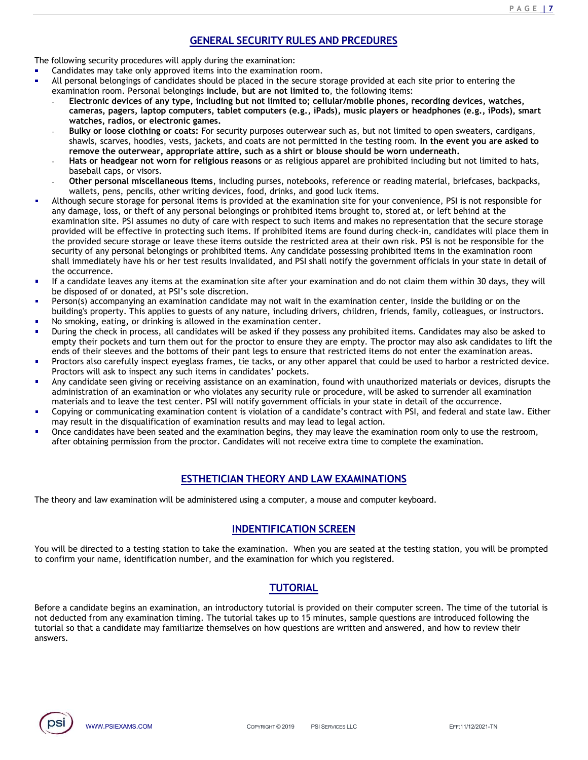## GENERAL SECURITY RULES AND PRCEDURES

The following security procedures will apply during the examination:

- Candidates may take only approved items into the examination room.
- All personal belongings of candidates should be placed in the secure storage provided at each site prior to entering the examination room. Personal belongings **include**, **but are not limited to**, the following items:
  - **Electronic devices of any type, including but not limited to; cellular/mobile phones, recording devices, watches, cameras, pagers, laptop computers, tablet computers (e.g., iPads), music players or headphones (e.g., iPods), smart watches, radios, or electronic games.**
  - **Bulky or loose clothing or coats:** For security purposes outerwear such as, but not limited to open sweaters, cardigans, shawls, scarves, hoodies, vests, jackets, and coats are not permitted in the testing room. **In the event you are asked to remove the outerwear, appropriate attire, such as a shirt or blouse should be worn underneath.**
  - **Hats or headgear not worn for religious reasons** or as religious apparel are prohibited including but not limited to hats, baseball caps, or visors.
  - **Other personal miscellaneous items**, including purses, notebooks, reference or reading material, briefcases, backpacks, wallets, pens, pencils, other writing devices, food, drinks, and good luck items.
- Although secure storage for personal items is provided at the examination site for your convenience, PSI is not responsible for any damage, loss, or theft of any personal belongings or prohibited items brought to, stored at, or left behind at the examination site. PSI assumes no duty of care with respect to such items and makes no representation that the secure storage provided will be effective in protecting such items. If prohibited items are found during check-in, candidates will place them in the provided secure storage or leave these items outside the restricted area at their own risk. PSI is not be responsible for the security of any personal belongings or prohibited items. Any candidate possessing prohibited items in the examination room shall immediately have his or her test results invalidated, and PSI shall notify the government officials in your state in detail of the occurrence.
- If a candidate leaves any items at the examination site after your examination and do not claim them within 30 days, they will be disposed of or donated, at PSI's sole discretion.
- Person(s) accompanying an examination candidate may not wait in the examination center, inside the building or on the building's property. This applies to guests of any nature, including drivers, children, friends, family, colleagues, or instructors.
- No smoking, eating, or drinking is allowed in the examination center.
- During the check in process, all candidates will be asked if they possess any prohibited items. Candidates may also be asked to empty their pockets and turn them out for the proctor to ensure they are empty. The proctor may also ask candidates to lift the ends of their sleeves and the bottoms of their pant legs to ensure that restricted items do not enter the examination areas.
- Proctors also carefully inspect eyeglass frames, tie tacks, or any other apparel that could be used to harbor a restricted device. Proctors will ask to inspect any such items in candidates' pockets.
- Any candidate seen giving or receiving assistance on an examination, found with unauthorized materials or devices, disrupts the administration of an examination or who violates any security rule or procedure, will be asked to surrender all examination materials and to leave the test center. PSI will notify government officials in your state in detail of the occurrence.
- Copying or communicating examination content is violation of a candidate's contract with PSI, and federal and state law. Either may result in the disqualification of examination results and may lead to legal action.
- Once candidates have been seated and the examination begins, they may leave the examination room only to use the restroom, after obtaining permission from the proctor. Candidates will not receive extra time to complete the examination.

## ESTHETICIAN THEORY AND LAW EXAMINATIONS

The theory and law examination will be administered using a computer, a mouse and computer keyboard.

## INDENTIFICATION SCREEN

You will be directed to a testing station to take the examination. When you are seated at the testing station, you will be prompted to confirm your name, identification number, and the examination for which you registered.

## TUTORIAL

Before a candidate begins an examination, an introductory tutorial is provided on their computer screen. The time of the tutorial is not deducted from any examination timing. The tutorial takes up to 15 minutes, sample questions are introduced following the tutorial so that a candidate may familiarize themselves on how questions are written and answered, and how to review their answers.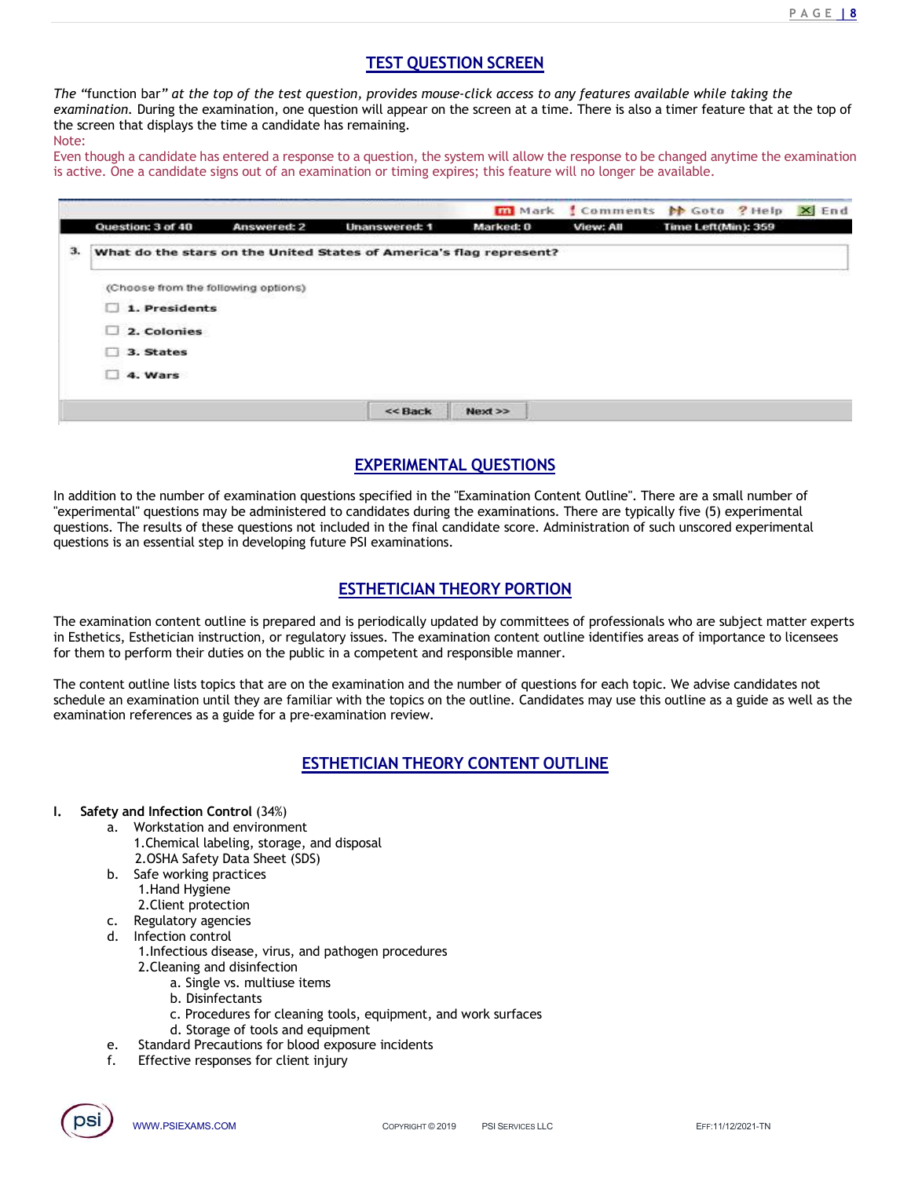## TEST QUESTION SCREEN

*The "function bar" at the top of the test question, provides mouse-click access to any features available while taking the examination.* During the examination, one question will appear on the screen at a time. There is also a timer feature that at the top of the screen that displays the time a candidate has remaining.

Note:
Even though a candidate has entered a response to a question, the system will allow the response to be changed anytime the examination is active. One a candidate signs out of an examination or timing expires; this feature will no longer be available.

Mark | Comments | Goto | Help | End

Question: 3 of 40 | Answered: 2 | Unanswered: 1 | Marked: 0 | View: All | Time Left(Min): 359

3. What do the stars on the United States of America's flag represent?

(Choose from the following options)

- 1. Presidents
- 2. Colonies
- 3. States
- 4. Wars

<< Back | Next >>

## EXPERIMENTAL QUESTIONS

In addition to the number of examination questions specified in the "Examination Content Outline". There are a small number of "experimental" questions may be administered to candidates during the examinations. There are typically five (5) experimental questions. The results of these questions not included in the final candidate score. Administration of such unscored experimental questions is an essential step in developing future PSI examinations.

## ESTHETICIAN THEORY PORTION

The examination content outline is prepared and is periodically updated by committees of professionals who are subject matter experts in Esthetics, Esthetician instruction, or regulatory issues. The examination content outline identifies areas of importance to licensees for them to perform their duties on the public in a competent and responsible manner.

The content outline lists topics that are on the examination and the number of questions for each topic. We advise candidates not schedule an examination until they are familiar with the topics on the outline. Candidates may use this outline as a guide as well as the examination references as a guide for a pre-examination review.

## ESTHETICIAN THEORY CONTENT OUTLINE

I. **Safety and Infection Control** (34%)
   a. Workstation and environment
      1. Chemical labeling, storage, and disposal
      2. OSHA Safety Data Sheet (SDS)
   b. Safe working practices
      1. Hand Hygiene
      2. Client protection
   c. Regulatory agencies
   d. Infection control
      1. Infectious disease, virus, and pathogen procedures
      2. Cleaning and disinfection
         a. Single vs. multiuse items
         b. Disinfectants
         c. Procedures for cleaning tools, equipment, and work surfaces
         d. Storage of tools and equipment
   e. Standard Precautions for blood exposure incidents
   f. Effective responses for client injury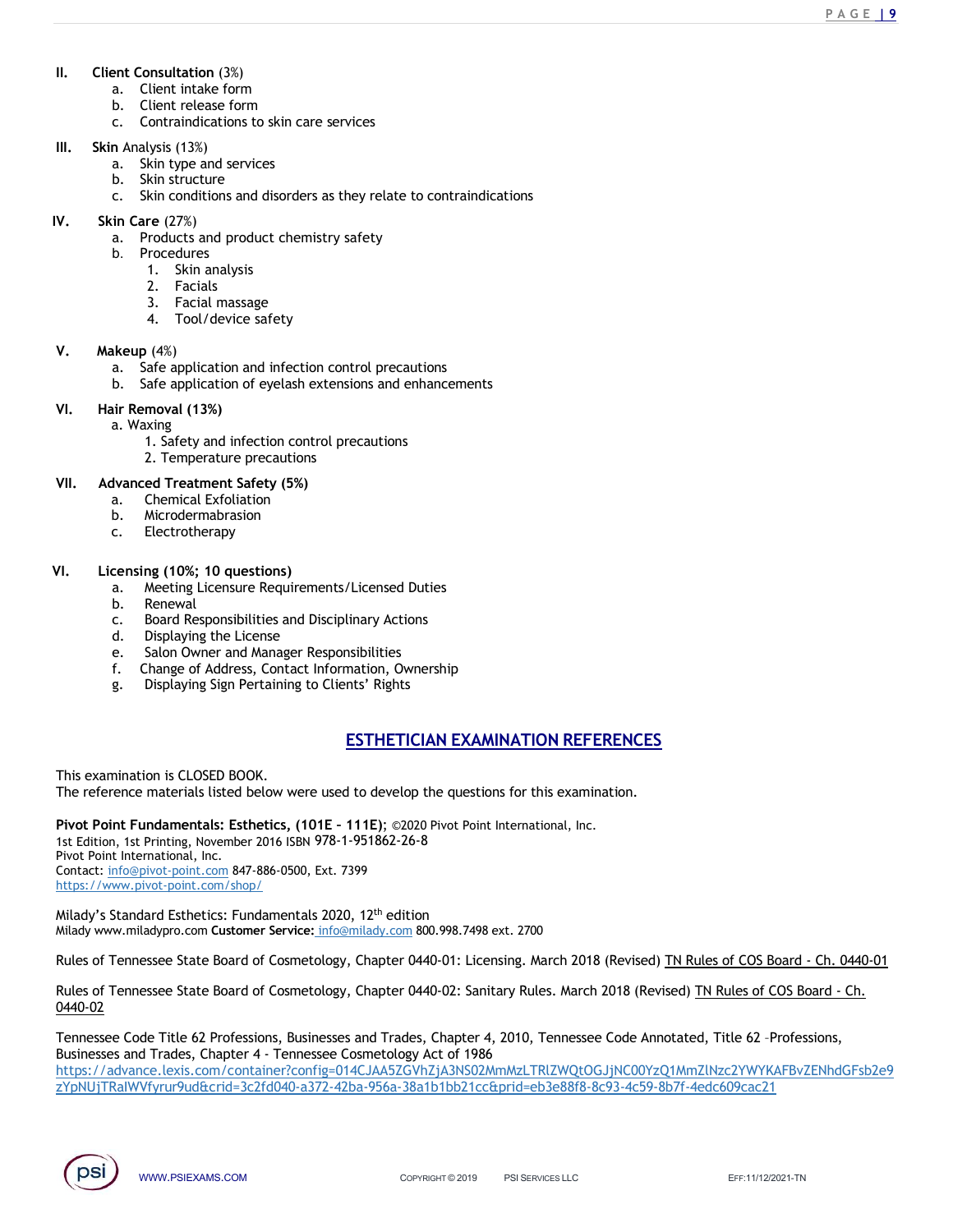II. **Client Consultation** (3%)
   a. Client intake form
   b. Client release form
   c. Contraindications to skin care services

III. **Skin** Analysis (13%)
   a. Skin type and services
   b. Skin structure
   c. Skin conditions and disorders as they relate to contraindications

IV. **Skin Care** (27%)
   a. Products and product chemistry safety
   b. Procedures
      1. Skin analysis
      2. Facials
      3. Facial massage
      4. Tool/device safety

V. **Makeup** (4%)
   a. Safe application and infection control precautions
   b. Safe application of eyelash extensions and enhancements

VI. **Hair Removal (13%)**
   a. Waxing
      1. Safety and infection control precautions
      2. Temperature precautions

VII. **Advanced Treatment Safety (5%)**
   a. Chemical Exfoliation
   b. Microdermabrasion
   c. Electrotherapy

VI. **Licensing (10%; 10 questions)**
   a. Meeting Licensure Requirements/Licensed Duties
   b. Renewal
   c. Board Responsibilities and Disciplinary Actions
   d. Displaying the License
   e. Salon Owner and Manager Responsibilities
   f. Change of Address, Contact Information, Ownership
   g. Displaying Sign Pertaining to Clients' Rights

## ESTHETICIAN EXAMINATION REFERENCES

This examination is CLOSED BOOK.
The reference materials listed below were used to develop the questions for this examination.

**Pivot Point Fundamentals: Esthetics, (101E – 111E)**; ©2020 Pivot Point International, Inc.
1st Edition, 1st Printing, November 2016 ISBN 978-1-951862-26-8
Pivot Point International, Inc.
Contact: info@pivot-point.com 847-886-0500, Ext. 7399
https://www.pivot-point.com/shop/

Milady's Standard Esthetics: Fundamentals 2020, 12th edition
Milady www.miladypro.com **Customer Service:** info@milady.com 800.998.7498 ext. 2700

Rules of Tennessee State Board of Cosmetology, Chapter 0440-01: Licensing. March 2018 (Revised) TN Rules of COS Board - Ch. 0440-01

Rules of Tennessee State Board of Cosmetology, Chapter 0440-02: Sanitary Rules. March 2018 (Revised) TN Rules of COS Board - Ch. 0440-02

Tennessee Code Title 62 Professions, Businesses and Trades, Chapter 4, 2010, Tennessee Code Annotated, Title 62 –Professions, Businesses and Trades, Chapter 4 - Tennessee Cosmetology Act of 1986
https://advance.lexis.com/container?config=014CJAA5ZGVhZjA3NS02MmMzLTRlZWQtOGJjNC00YzQ1MmZlNzc2YWYKAFBvZENhdGFsb2e9zYpNUjTRaIWVfyrur9ud&crid=3c2fd040-a372-42ba-956a-38a1b1bb21cc&prid=eb3e88f8-8c93-4c59-8b7f-4edc609cac21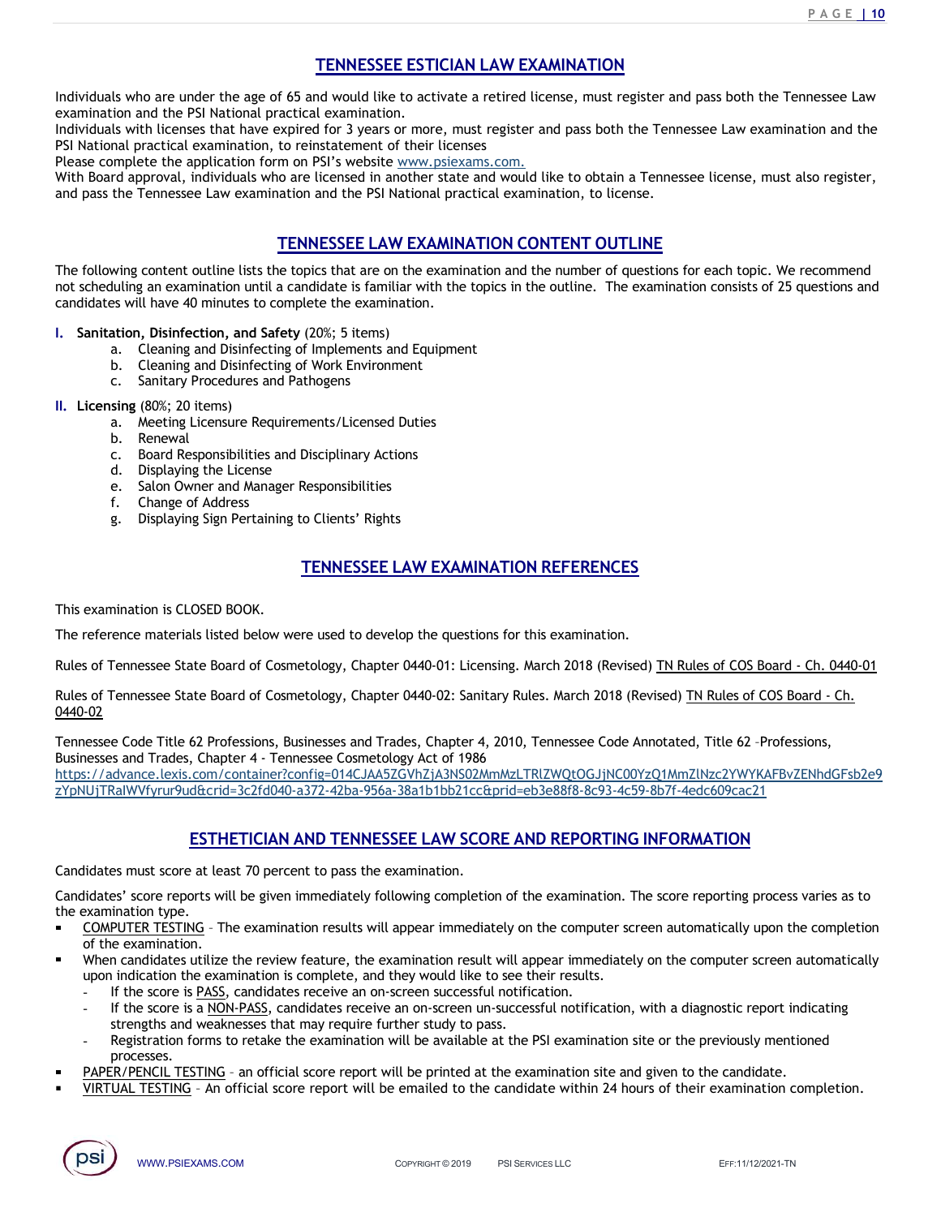## TENNESSEE ESTICIAN LAW EXAMINATION

Individuals who are under the age of 65 and would like to activate a retired license, must register and pass both the Tennessee Law examination and the PSI National practical examination.

Individuals with licenses that have expired for 3 years or more, must register and pass both the Tennessee Law examination and the PSI National practical examination, to reinstatement of their licenses

Please complete the application form on PSI's website www.psiexams.com.

With Board approval, individuals who are licensed in another state and would like to obtain a Tennessee license, must also register, and pass the Tennessee Law examination and the PSI National practical examination, to license.

## TENNESSEE LAW EXAMINATION CONTENT OUTLINE

The following content outline lists the topics that are on the examination and the number of questions for each topic. We recommend not scheduling an examination until a candidate is familiar with the topics in the outline. The examination consists of 25 questions and candidates will have 40 minutes to complete the examination.

- I. **Sanitation, Disinfection, and Safety** (20%; 5 items)
    - a. Cleaning and Disinfecting of Implements and Equipment
    - b. Cleaning and Disinfecting of Work Environment
    - c. Sanitary Procedures and Pathogens
- II. **Licensing** (80%; 20 items)
    - a. Meeting Licensure Requirements/Licensed Duties
    - b. Renewal
    - c. Board Responsibilities and Disciplinary Actions
    - d. Displaying the License
    - e. Salon Owner and Manager Responsibilities
    - f. Change of Address
    - g. Displaying Sign Pertaining to Clients' Rights

## TENNESSEE LAW EXAMINATION REFERENCES

This examination is CLOSED BOOK.

The reference materials listed below were used to develop the questions for this examination.

Rules of Tennessee State Board of Cosmetology, Chapter 0440-01: Licensing. March 2018 (Revised) TN Rules of COS Board - Ch. 0440-01

Rules of Tennessee State Board of Cosmetology, Chapter 0440-02: Sanitary Rules. March 2018 (Revised) TN Rules of COS Board - Ch. 0440-02

Tennessee Code Title 62 Professions, Businesses and Trades, Chapter 4, 2010, Tennessee Code Annotated, Title 62 –Professions, Businesses and Trades, Chapter 4 - Tennessee Cosmetology Act of 1986
https://advance.lexis.com/container?config=014CJAA5ZGVhZjA3NS02MmMzLTRlZWQtOGJjNC00YzQ1MmZlNzc2YWYKAFBvZENhdGFsb2e9zYpNUjTRaIWVfyrur9ud&crid=3c2fd040-a372-42ba-956a-38a1b1bb21cc&prid=eb3e88f8-8c93-4c59-8b7f-4edc609cac21

## ESTHETICIAN AND TENNESSEE LAW SCORE AND REPORTING INFORMATION

Candidates must score at least 70 percent to pass the examination.

Candidates' score reports will be given immediately following completion of the examination. The score reporting process varies as to the examination type.

- COMPUTER TESTING – The examination results will appear immediately on the computer screen automatically upon the completion of the examination.
- When candidates utilize the review feature, the examination result will appear immediately on the computer screen automatically upon indication the examination is complete, and they would like to see their results.
    - If the score is PASS, candidates receive an on-screen successful notification.
    - If the score is a NON-PASS, candidates receive an on-screen un-successful notification, with a diagnostic report indicating strengths and weaknesses that may require further study to pass.
    - Registration forms to retake the examination will be available at the PSI examination site or the previously mentioned processes.
- PAPER/PENCIL TESTING – an official score report will be printed at the examination site and given to the candidate.
- VIRTUAL TESTING – An official score report will be emailed to the candidate within 24 hours of their examination completion.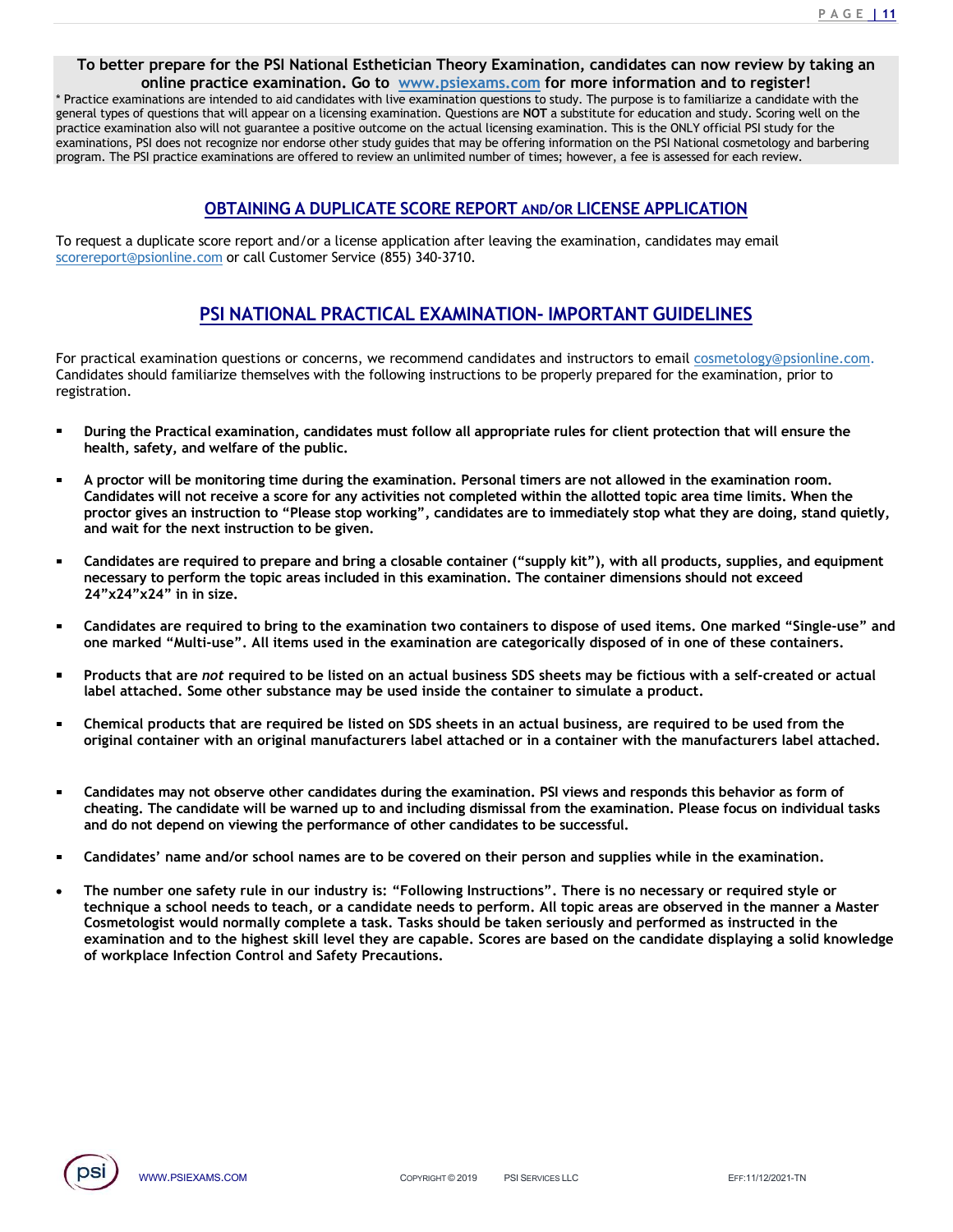**To better prepare for the PSI National Esthetician Theory Examination, candidates can now review by taking an online practice examination. Go to [www.psiexams.com](http://www.psiexams.com) for more information and to register!**

* Practice examinations are intended to aid candidates with live examination questions to study. The purpose is to familiarize a candidate with the general types of questions that will appear on a licensing examination. Questions are **NOT** a substitute for education and study. Scoring well on the practice examination also will not guarantee a positive outcome on the actual licensing examination. This is the ONLY official PSI study for the examinations, PSI does not recognize nor endorse other study guides that may be offering information on the PSI National cosmetology and barbering program. The PSI practice examinations are offered to review an unlimited number of times; however, a fee is assessed for each review.

## OBTAINING A DUPLICATE SCORE REPORT AND/OR LICENSE APPLICATION

To request a duplicate score report and/or a license application after leaving the examination, candidates may email scorereport@psionline.com or call Customer Service (855) 340-3710.

## PSI NATIONAL PRACTICAL EXAMINATION- IMPORTANT GUIDELINES

For practical examination questions or concerns, we recommend candidates and instructors to email cosmetology@psionline.com. Candidates should familiarize themselves with the following instructions to be properly prepared for the examination, prior to registration.

- **During the Practical examination, candidates must follow all appropriate rules for client protection that will ensure the health, safety, and welfare of the public.**
- **A proctor will be monitoring time during the examination. Personal timers are not allowed in the examination room. Candidates will not receive a score for any activities not completed within the allotted topic area time limits. When the proctor gives an instruction to "Please stop working", candidates are to immediately stop what they are doing, stand quietly, and wait for the next instruction to be given.**
- **Candidates are required to prepare and bring a closable container ("supply kit"), with all products, supplies, and equipment necessary to perform the topic areas included in this examination. The container dimensions should not exceed 24"x24"x24" in in size.**
- **Candidates are required to bring to the examination two containers to dispose of used items. One marked "Single-use" and one marked "Multi-use". All items used in the examination are categorically disposed of in one of these containers.**
- **Products that are *not* required to be listed on an actual business SDS sheets may be fictious with a self-created or actual label attached. Some other substance may be used inside the container to simulate a product.**
- **Chemical products that are required be listed on SDS sheets in an actual business, are required to be used from the original container with an original manufacturers label attached or in a container with the manufacturers label attached.**
- **Candidates may not observe other candidates during the examination. PSI views and responds this behavior as form of cheating. The candidate will be warned up to and including dismissal from the examination. Please focus on individual tasks and do not depend on viewing the performance of other candidates to be successful.**
- **Candidates' name and/or school names are to be covered on their person and supplies while in the examination.**
- **The number one safety rule in our industry is: "Following Instructions". There is no necessary or required style or technique a school needs to teach, or a candidate needs to perform. All topic areas are observed in the manner a Master Cosmetologist would normally complete a task. Tasks should be taken seriously and performed as instructed in the examination and to the highest skill level they are capable. Scores are based on the candidate displaying a solid knowledge of workplace Infection Control and Safety Precautions.**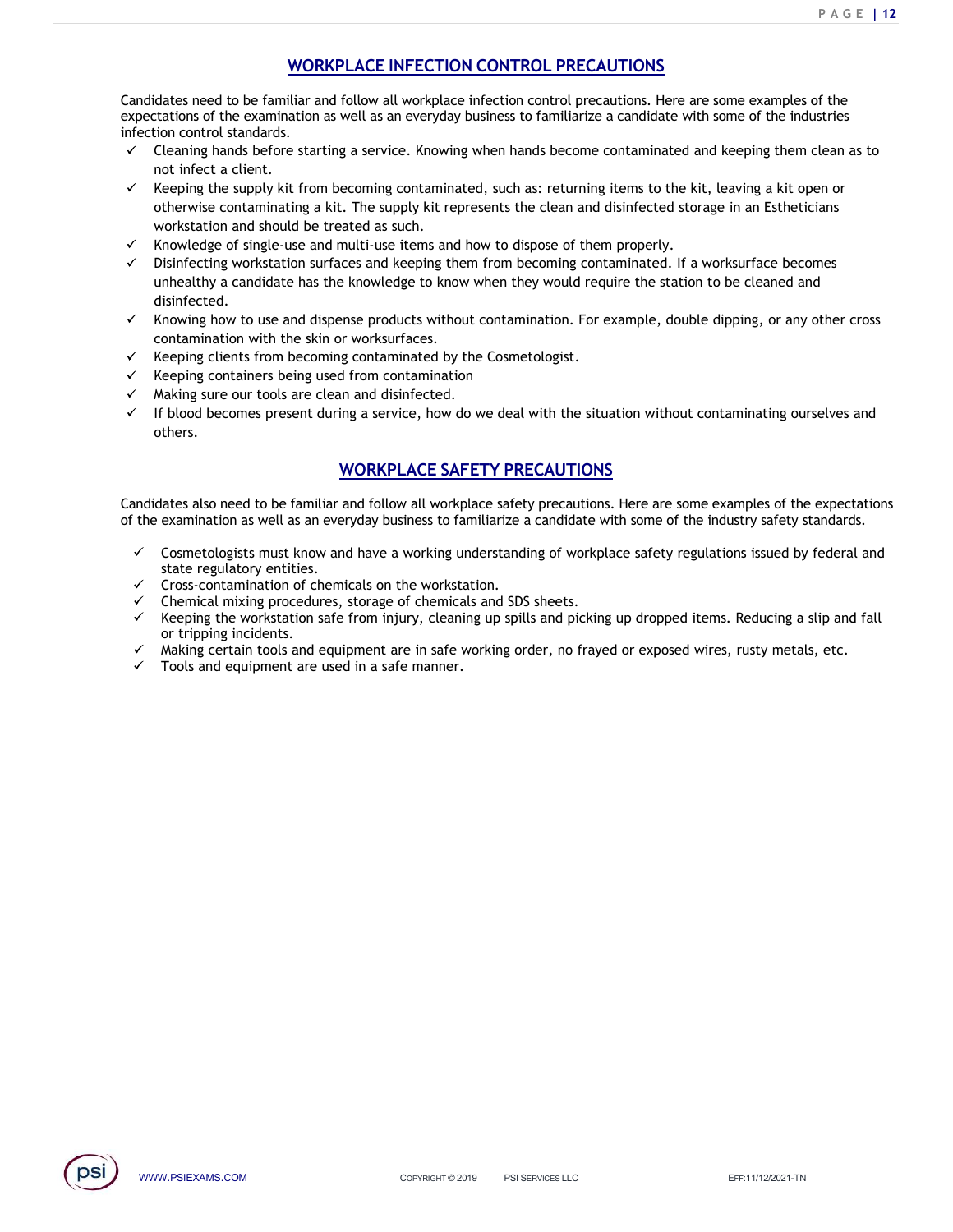## WORKPLACE INFECTION CONTROL PRECAUTIONS

Candidates need to be familiar and follow all workplace infection control precautions. Here are some examples of the expectations of the examination as well as an everyday business to familiarize a candidate with some of the industries infection control standards.

- ✓ Cleaning hands before starting a service. Knowing when hands become contaminated and keeping them clean as to not infect a client.
- ✓ Keeping the supply kit from becoming contaminated, such as: returning items to the kit, leaving a kit open or otherwise contaminating a kit. The supply kit represents the clean and disinfected storage in an Estheticians workstation and should be treated as such.
- ✓ Knowledge of single-use and multi-use items and how to dispose of them properly.
- ✓ Disinfecting workstation surfaces and keeping them from becoming contaminated. If a worksurface becomes unhealthy a candidate has the knowledge to know when they would require the station to be cleaned and disinfected.
- ✓ Knowing how to use and dispense products without contamination. For example, double dipping, or any other cross contamination with the skin or worksurfaces.
- ✓ Keeping clients from becoming contaminated by the Cosmetologist.
- ✓ Keeping containers being used from contamination
- ✓ Making sure our tools are clean and disinfected.
- ✓ If blood becomes present during a service, how do we deal with the situation without contaminating ourselves and others.

## WORKPLACE SAFETY PRECAUTIONS

Candidates also need to be familiar and follow all workplace safety precautions. Here are some examples of the expectations of the examination as well as an everyday business to familiarize a candidate with some of the industry safety standards.

- ✓ Cosmetologists must know and have a working understanding of workplace safety regulations issued by federal and state regulatory entities.
- ✓ Cross-contamination of chemicals on the workstation.
- ✓ Chemical mixing procedures, storage of chemicals and SDS sheets.
- ✓ Keeping the workstation safe from injury, cleaning up spills and picking up dropped items. Reducing a slip and fall or tripping incidents.
- ✓ Making certain tools and equipment are in safe working order, no frayed or exposed wires, rusty metals, etc.
- ✓ Tools and equipment are used in a safe manner.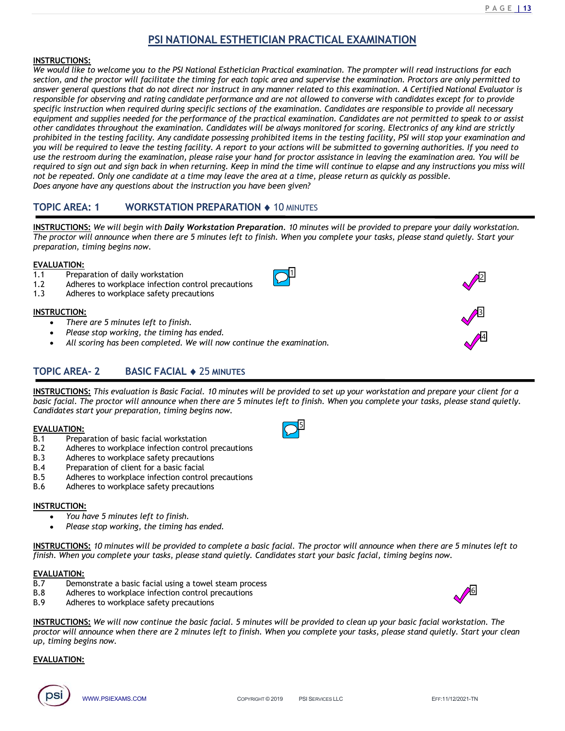# PSI NATIONAL ESTHETICIAN PRACTICAL EXAMINATION

**INSTRUCTIONS:**
*We would like to welcome you to the PSI National Esthetician Practical examination. The prompter will read instructions for each section, and the proctor will facilitate the timing for each topic area and supervise the examination. Proctors are only permitted to answer general questions that do not direct nor instruct in any manner related to this examination. A Certified National Evaluator is responsible for observing and rating candidate performance and are not allowed to converse with candidates except for to provide specific instruction when required during specific sections of the examination. Candidates are responsible to provide all necessary equipment and supplies needed for the performance of the practical examination. Candidates are not permitted to speak to or assist other candidates throughout the examination. Candidates will be always monitored for scoring. Electronics of any kind are strictly prohibited in the testing facility. Any candidate possessing prohibited items in the testing facility, PSI will stop your examination and you will be required to leave the testing facility. A report to your actions will be submitted to governing authorities. If you need to use the restroom during the examination, please raise your hand for proctor assistance in leaving the examination area. You will be required to sign out and sign back in when returning. Keep in mind the time will continue to elapse and any instructions you miss will not be repeated. Only one candidate at a time may leave the area at a time, please return as quickly as possible.*
*Does anyone have any questions about the instruction you have been given?*

## TOPIC AREA: 1 WORKSTATION PREPARATION ♦ 10 MINUTES

**INSTRUCTIONS:** *We will begin with **Daily Workstation Preparation**. 10 minutes will be provided to prepare your daily workstation. The proctor will announce when there are 5 minutes left to finish. When you complete your tasks, please stand quietly. Start your preparation, timing begins now.*

**EVALUATION:**

1.1 Preparation of daily workstation
1.2 Adheres to workplace infection control precautions
1.3 Adheres to workplace safety precautions

**INSTRUCTION:**

- *There are 5 minutes left to finish.*
- *Please stop working, the timing has ended.*
- *All scoring has been completed. We will now continue the examination.*

## TOPIC AREA- 2 BASIC FACIAL ♦ 25 MINUTES

**INSTRUCTIONS:** *This evaluation is Basic Facial. 10 minutes will be provided to set up your workstation and prepare your client for a basic facial. The proctor will announce when there are 5 minutes left to finish. When you complete your tasks, please stand quietly. Candidates start your preparation, timing begins now.*

**EVALUATION:**

B.1 Preparation of basic facial workstation
B.2 Adheres to workplace infection control precautions
B.3 Adheres to workplace safety precautions
B.4 Preparation of client for a basic facial
B.5 Adheres to workplace infection control precautions
B.6 Adheres to workplace safety precautions

**INSTRUCTION:**

- *You have 5 minutes left to finish.*
- *Please stop working, the timing has ended.*

**INSTRUCTIONS:** *10 minutes will be provided to complete a basic facial. The proctor will announce when there are 5 minutes left to finish. When you complete your tasks, please stand quietly. Candidates start your basic facial, timing begins now.*

**EVALUATION:**

B.7 Demonstrate a basic facial using a towel steam process
B.8 Adheres to workplace infection control precautions
B.9 Adheres to workplace safety precautions

**INSTRUCTIONS:** *We will now continue the basic facial. 5 minutes will be provided to clean up your basic facial workstation. The proctor will announce when there are 2 minutes left to finish. When you complete your tasks, please stand quietly. Start your clean up, timing begins now.*

**EVALUATION:**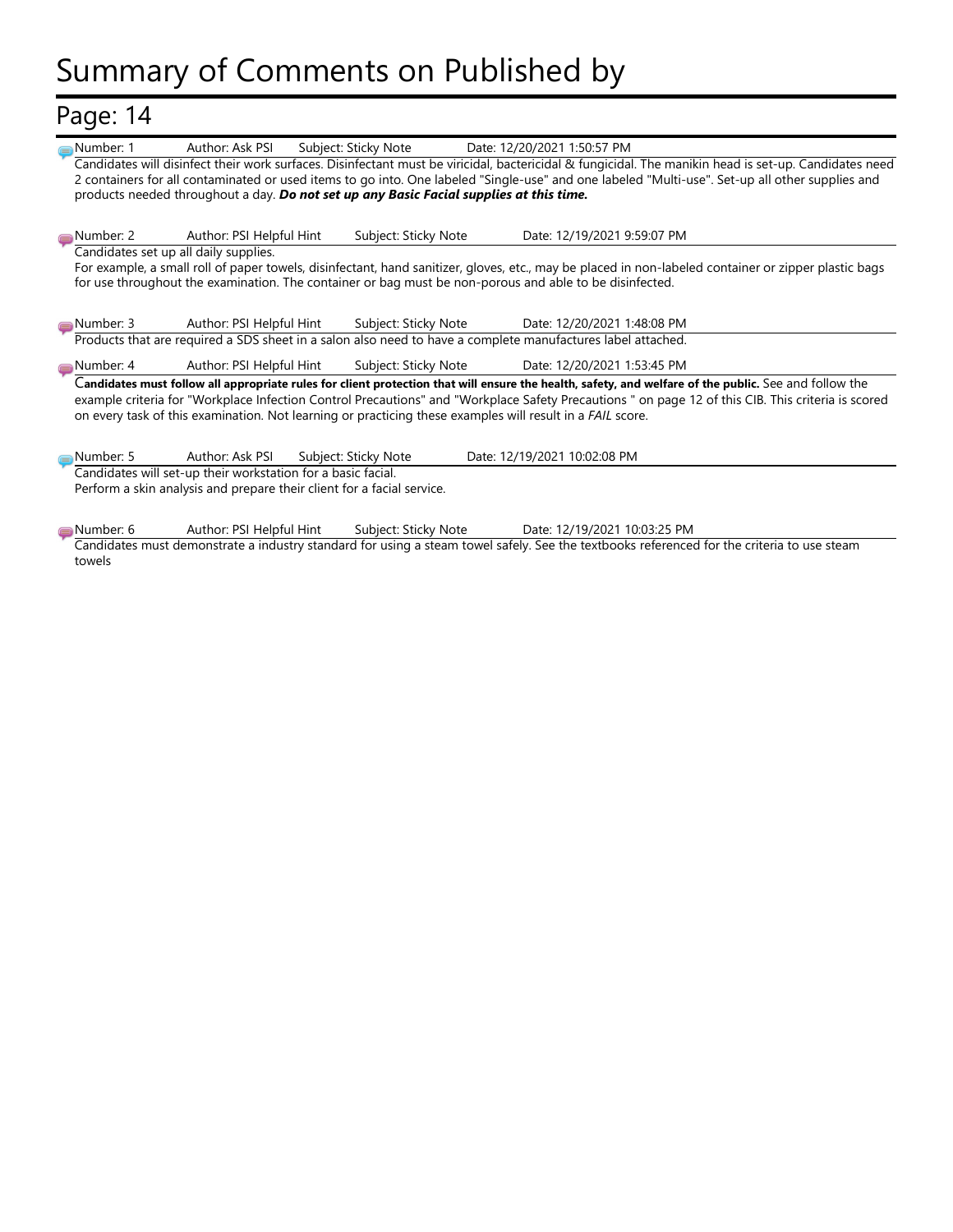# Summary of Comments on Published by

## Page: 14

Number: 1 Author: Ask PSI Subject: Sticky Note Date: 12/20/2021 1:50:57 PM

Candidates will disinfect their work surfaces. Disinfectant must be viricidal, bactericidal & fungicidal. The manikin head is set-up. Candidates need 2 containers for all contaminated or used items to go into. One labeled "Single-use" and one labeled "Multi-use". Set-up all other supplies and products needed throughout a day. ***Do not set up any Basic Facial supplies at this time.***

Number: 2 Author: PSI Helpful Hint Subject: Sticky Note Date: 12/19/2021 9:59:07 PM

Candidates set up all daily supplies.
For example, a small roll of paper towels, disinfectant, hand sanitizer, gloves, etc., may be placed in non-labeled container or zipper plastic bags for use throughout the examination. The container or bag must be non-porous and able to be disinfected.

Number: 3 Author: PSI Helpful Hint Subject: Sticky Note Date: 12/20/2021 1:48:08 PM

Products that are required a SDS sheet in a salon also need to have a complete manufactures label attached.

Number: 4 Author: PSI Helpful Hint Subject: Sticky Note Date: 12/20/2021 1:53:45 PM

**Candidates must follow all appropriate rules for client protection that will ensure the health, safety, and welfare of the public.** See and follow the example criteria for "Workplace Infection Control Precautions" and "Workplace Safety Precautions " on page 12 of this CIB. This criteria is scored on every task of this examination. Not learning or practicing these examples will result in a *FAIL* score.

Number: 5 Author: Ask PSI Subject: Sticky Note Date: 12/19/2021 10:02:08 PM

Candidates will set-up their workstation for a basic facial.
Perform a skin analysis and prepare their client for a facial service.

Number: 6 Author: PSI Helpful Hint Subject: Sticky Note Date: 12/19/2021 10:03:25 PM

Candidates must demonstrate a industry standard for using a steam towel safely. See the textbooks referenced for the criteria to use steam towels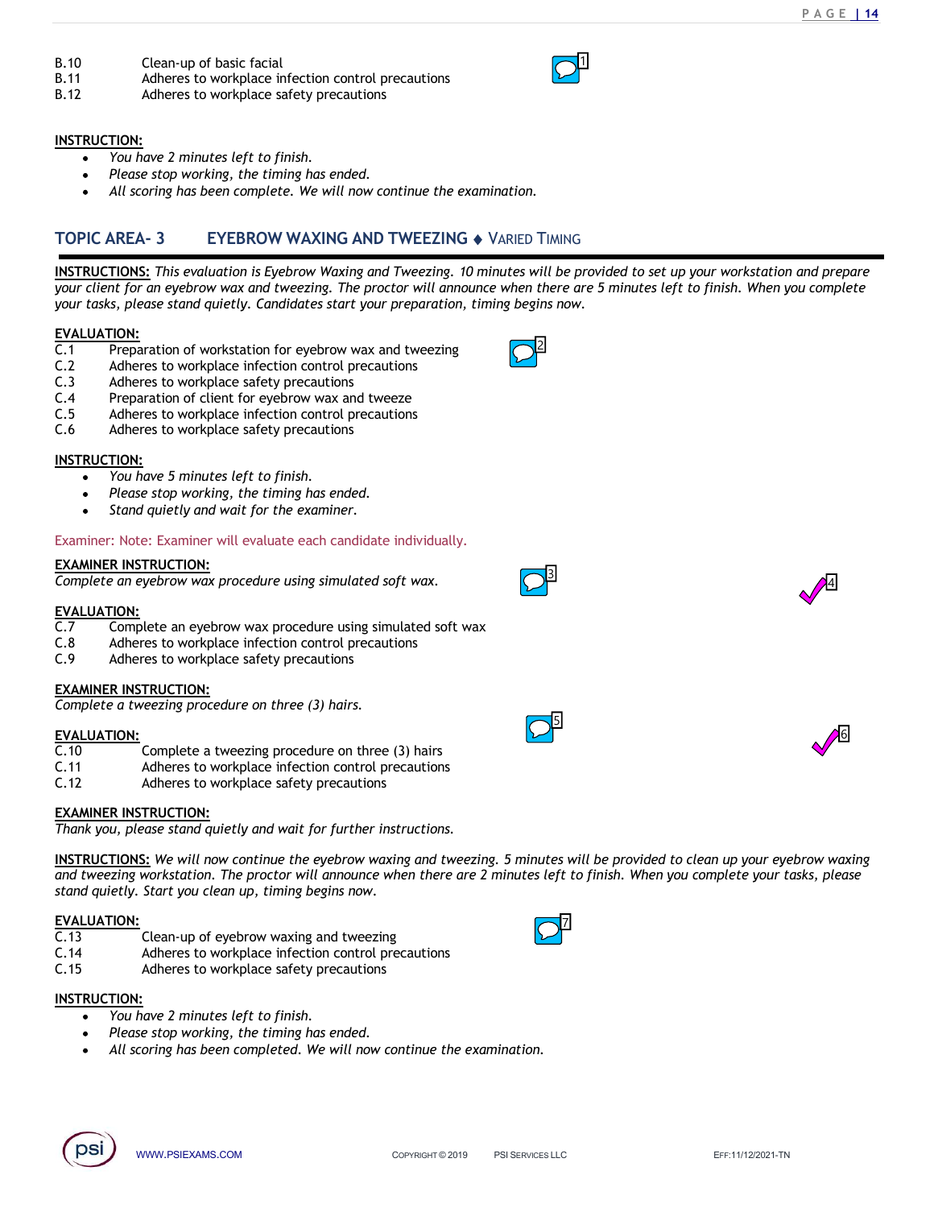B.10 Clean-up of basic facial
B.11 Adheres to workplace infection control precautions
B.12 Adheres to workplace safety precautions

**INSTRUCTION:**

- *You have 2 minutes left to finish.*
- *Please stop working, the timing has ended.*
- *All scoring has been complete. We will now continue the examination.*

## TOPIC AREA- 3 EYEBROW WAXING AND TWEEZING ◆ VARIED TIMING

**INSTRUCTIONS:** *This evaluation is Eyebrow Waxing and Tweezing. 10 minutes will be provided to set up your workstation and prepare your client for an eyebrow wax and tweezing. The proctor will announce when there are 5 minutes left to finish. When you complete your tasks, please stand quietly. Candidates start your preparation, timing begins now.*

**EVALUATION:**

C.1 Preparation of workstation for eyebrow wax and tweezing
C.2 Adheres to workplace infection control precautions
C.3 Adheres to workplace safety precautions
C.4 Preparation of client for eyebrow wax and tweeze
C.5 Adheres to workplace infection control precautions
C.6 Adheres to workplace safety precautions

**INSTRUCTION:**

- *You have 5 minutes left to finish.*
- *Please stop working, the timing has ended.*
- *Stand quietly and wait for the examiner.*

Examiner: Note: Examiner will evaluate each candidate individually.

**EXAMINER INSTRUCTION:**
*Complete an eyebrow wax procedure using simulated soft wax.*

**EVALUATION:**

C.7 Complete an eyebrow wax procedure using simulated soft wax
C.8 Adheres to workplace infection control precautions
C.9 Adheres to workplace safety precautions

**EXAMINER INSTRUCTION:**
*Complete a tweezing procedure on three (3) hairs.*

**EVALUATION:**

C.10 Complete a tweezing procedure on three (3) hairs
C.11 Adheres to workplace infection control precautions
C.12 Adheres to workplace safety precautions

**EXAMINER INSTRUCTION:**
*Thank you, please stand quietly and wait for further instructions.*

**INSTRUCTIONS:** *We will now continue the eyebrow waxing and tweezing. 5 minutes will be provided to clean up your eyebrow waxing and tweezing workstation. The proctor will announce when there are 2 minutes left to finish. When you complete your tasks, please stand quietly. Start you clean up, timing begins now.*

**EVALUATION:**

C.13 Clean-up of eyebrow waxing and tweezing
C.14 Adheres to workplace infection control precautions
C.15 Adheres to workplace safety precautions

**INSTRUCTION:**

- *You have 2 minutes left to finish.*
- *Please stop working, the timing has ended.*
- *All scoring has been completed. We will now continue the examination.*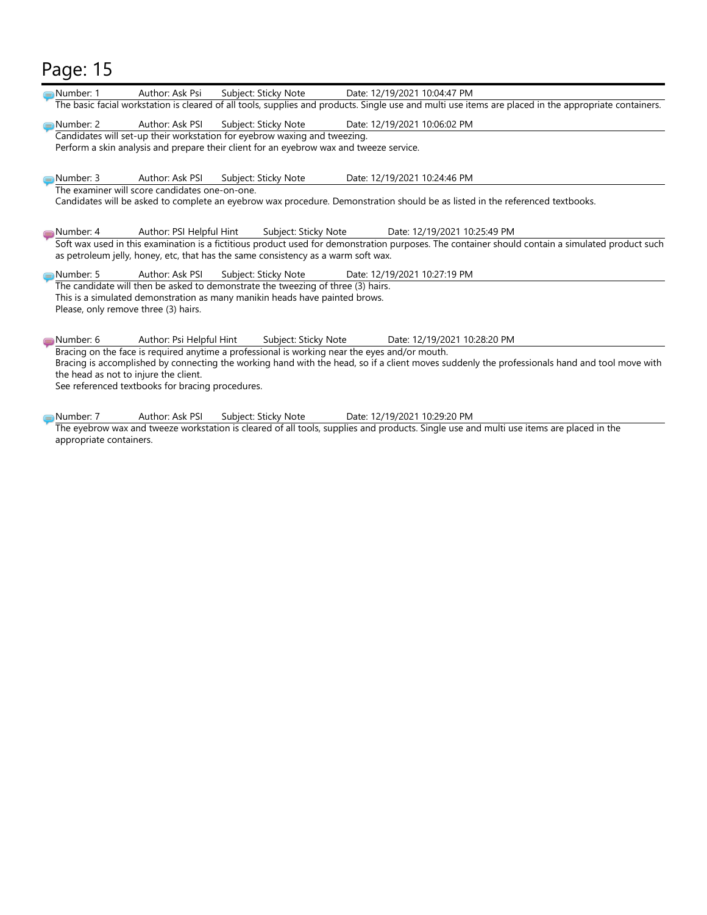# Page: 15

Number: 1 Author: Ask Psi Subject: Sticky Note Date: 12/19/2021 10:04:47 PM

The basic facial workstation is cleared of all tools, supplies and products. Single use and multi use items are placed in the appropriate containers.

Number: 2 Author: Ask PSI Subject: Sticky Note Date: 12/19/2021 10:06:02 PM

Candidates will set-up their workstation for eyebrow waxing and tweezing.
Perform a skin analysis and prepare their client for an eyebrow wax and tweeze service.

Number: 3 Author: Ask PSI Subject: Sticky Note Date: 12/19/2021 10:24:46 PM

The examiner will score candidates one-on-one.
Candidates will be asked to complete an eyebrow wax procedure. Demonstration should be as listed in the referenced textbooks.

Number: 4 Author: PSI Helpful Hint Subject: Sticky Note Date: 12/19/2021 10:25:49 PM

Soft wax used in this examination is a fictitious product used for demonstration purposes. The container should contain a simulated product such as petroleum jelly, honey, etc, that has the same consistency as a warm soft wax.

Number: 5 Author: Ask PSI Subject: Sticky Note Date: 12/19/2021 10:27:19 PM

The candidate will then be asked to demonstrate the tweezing of three (3) hairs.
This is a simulated demonstration as many manikin heads have painted brows.
Please, only remove three (3) hairs.

Number: 6 Author: Psi Helpful Hint Subject: Sticky Note Date: 12/19/2021 10:28:20 PM

Bracing on the face is required anytime a professional is working near the eyes and/or mouth.
Bracing is accomplished by connecting the working hand with the head, so if a client moves suddenly the professionals hand and tool move with the head as not to injure the client.
See referenced textbooks for bracing procedures.

Number: 7 Author: Ask PSI Subject: Sticky Note Date: 12/19/2021 10:29:20 PM

The eyebrow wax and tweeze workstation is cleared of all tools, supplies and products. Single use and multi use items are placed in the appropriate containers.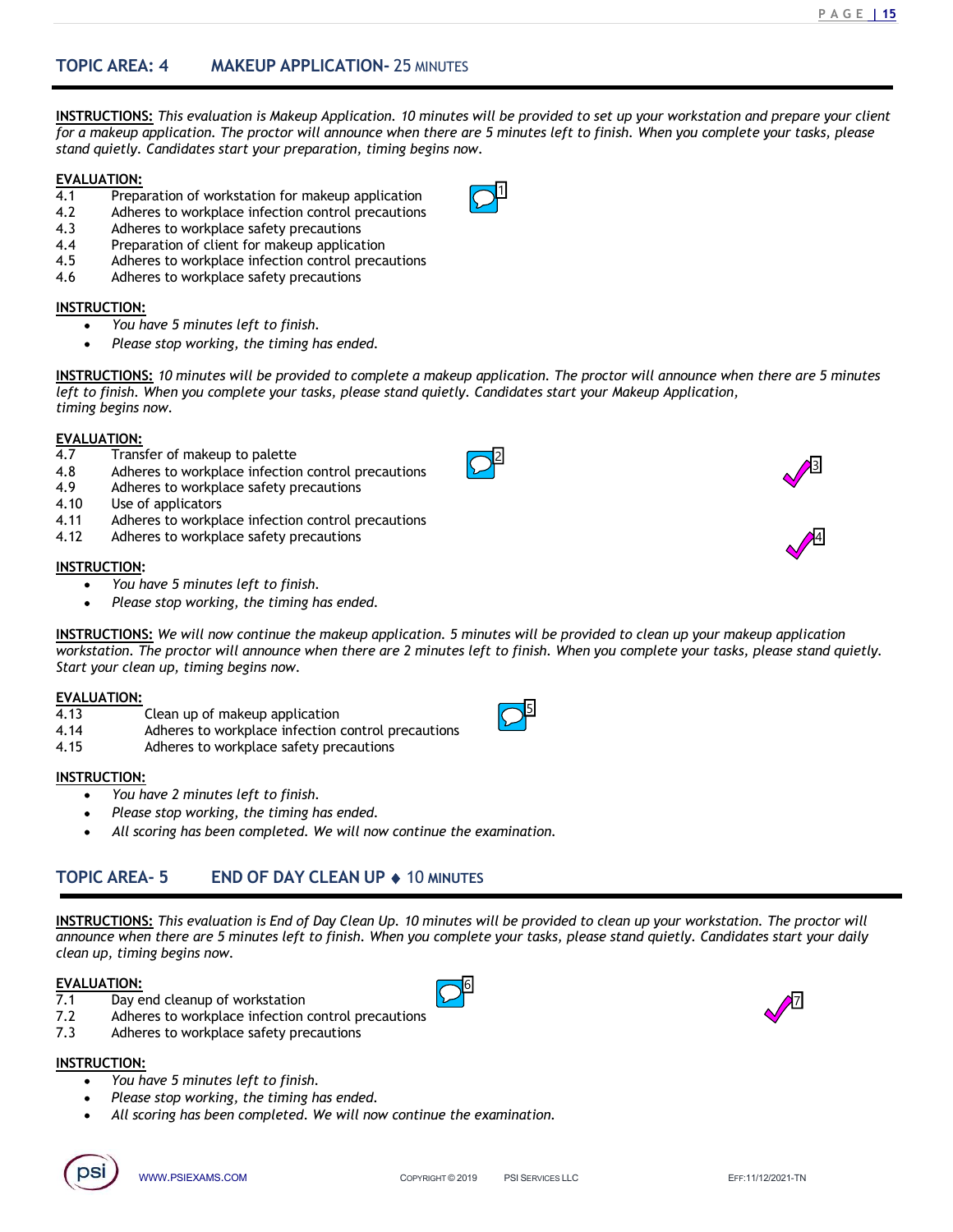## TOPIC AREA: 4 MAKEUP APPLICATION- 25 MINUTES

**INSTRUCTIONS:** *This evaluation is Makeup Application. 10 minutes will be provided to set up your workstation and prepare your client for a makeup application. The proctor will announce when there are 5 minutes left to finish. When you complete your tasks, please stand quietly. Candidates start your preparation, timing begins now.*

**EVALUATION:**

4.1 Preparation of workstation for makeup application
4.2 Adheres to workplace infection control precautions
4.3 Adheres to workplace safety precautions
4.4 Preparation of client for makeup application
4.5 Adheres to workplace infection control precautions
4.6 Adheres to workplace safety precautions

**INSTRUCTION:**

- *You have 5 minutes left to finish.*
- *Please stop working, the timing has ended.*

**INSTRUCTIONS:** *10 minutes will be provided to complete a makeup application. The proctor will announce when there are 5 minutes left to finish. When you complete your tasks, please stand quietly. Candidates start your Makeup Application, timing begins now.*

**EVALUATION:**

4.7 Transfer of makeup to palette
4.8 Adheres to workplace infection control precautions
4.9 Adheres to workplace safety precautions
4.10 Use of applicators
4.11 Adheres to workplace infection control precautions
4.12 Adheres to workplace safety precautions

**INSTRUCTION:**

- *You have 5 minutes left to finish.*
- *Please stop working, the timing has ended.*

**INSTRUCTIONS:** *We will now continue the makeup application. 5 minutes will be provided to clean up your makeup application workstation. The proctor will announce when there are 2 minutes left to finish. When you complete your tasks, please stand quietly. Start your clean up, timing begins now.*

**EVALUATION:**

4.13 Clean up of makeup application
4.14 Adheres to workplace infection control precautions
4.15 Adheres to workplace safety precautions

**INSTRUCTION:**

- *You have 2 minutes left to finish.*
- *Please stop working, the timing has ended.*
- *All scoring has been completed. We will now continue the examination.*

## TOPIC AREA- 5 END OF DAY CLEAN UP ♦ 10 MINUTES

**INSTRUCTIONS:** *This evaluation is End of Day Clean Up. 10 minutes will be provided to clean up your workstation. The proctor will announce when there are 5 minutes left to finish. When you complete your tasks, please stand quietly. Candidates start your daily clean up, timing begins now.*

**EVALUATION:**

7.1 Day end cleanup of workstation
7.2 Adheres to workplace infection control precautions
7.3 Adheres to workplace safety precautions

**INSTRUCTION:**

- *You have 5 minutes left to finish.*
- *Please stop working, the timing has ended.*
- *All scoring has been completed. We will now continue the examination.*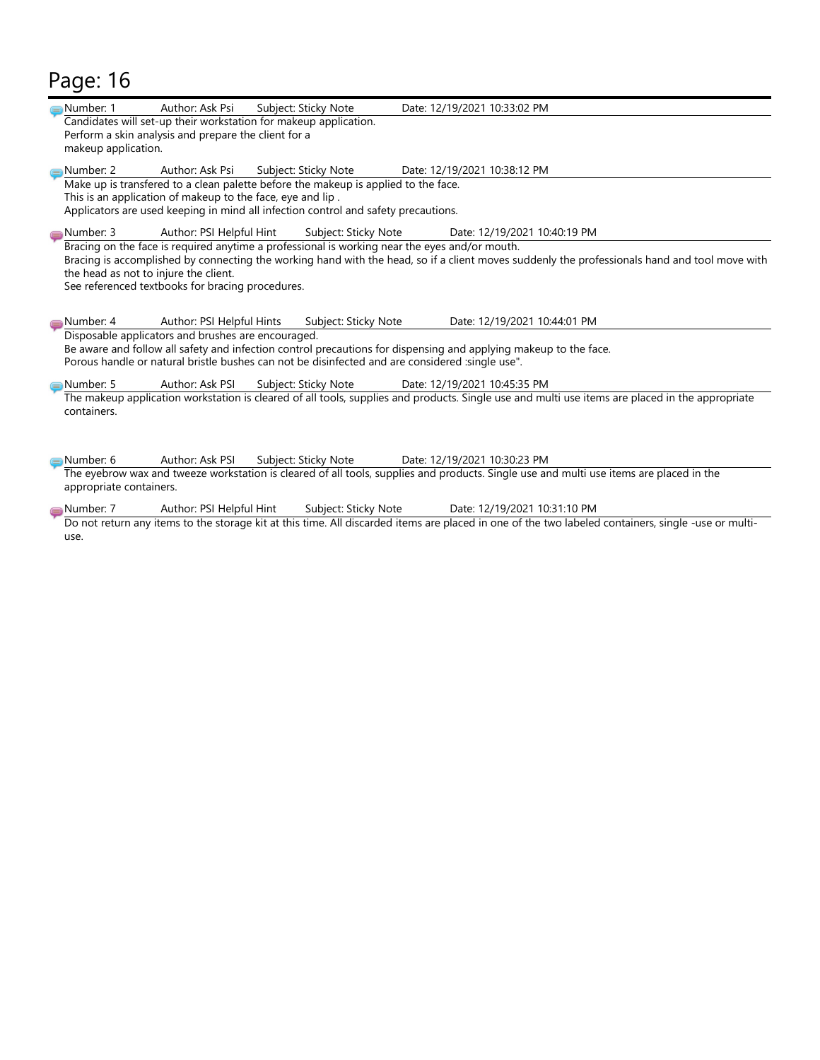# Page: 16

Number: 1 Author: Ask Psi Subject: Sticky Note Date: 12/19/2021 10:33:02 PM

Candidates will set-up their workstation for makeup application.
Perform a skin analysis and prepare the client for a makeup application.

Number: 2 Author: Ask Psi Subject: Sticky Note Date: 12/19/2021 10:38:12 PM

Make up is transfered to a clean palette before the makeup is applied to the face.
This is an application of makeup to the face, eye and lip .
Applicators are used keeping in mind all infection control and safety precautions.

Number: 3 Author: PSI Helpful Hint Subject: Sticky Note Date: 12/19/2021 10:40:19 PM

Bracing on the face is required anytime a professional is working near the eyes and/or mouth.
Bracing is accomplished by connecting the working hand with the head, so if a client moves suddenly the professionals hand and tool move with the head as not to injure the client.
See referenced textbooks for bracing procedures.

Number: 4 Author: PSI Helpful Hints Subject: Sticky Note Date: 12/19/2021 10:44:01 PM

Disposable applicators and brushes are encouraged.
Be aware and follow all safety and infection control precautions for dispensing and applying makeup to the face.
Porous handle or natural bristle bushes can not be disinfected and are considered :single use".

Number: 5 Author: Ask PSI Subject: Sticky Note Date: 12/19/2021 10:45:35 PM

The makeup application workstation is cleared of all tools, supplies and products. Single use and multi use items are placed in the appropriate containers.

Number: 6 Author: Ask PSI Subject: Sticky Note Date: 12/19/2021 10:30:23 PM

The eyebrow wax and tweeze workstation is cleared of all tools, supplies and products. Single use and multi use items are placed in the appropriate containers.

Number: 7 Author: PSI Helpful Hint Subject: Sticky Note Date: 12/19/2021 10:31:10 PM

Do not return any items to the storage kit at this time. All discarded items are placed in one of the two labeled containers, single -use or multi-use.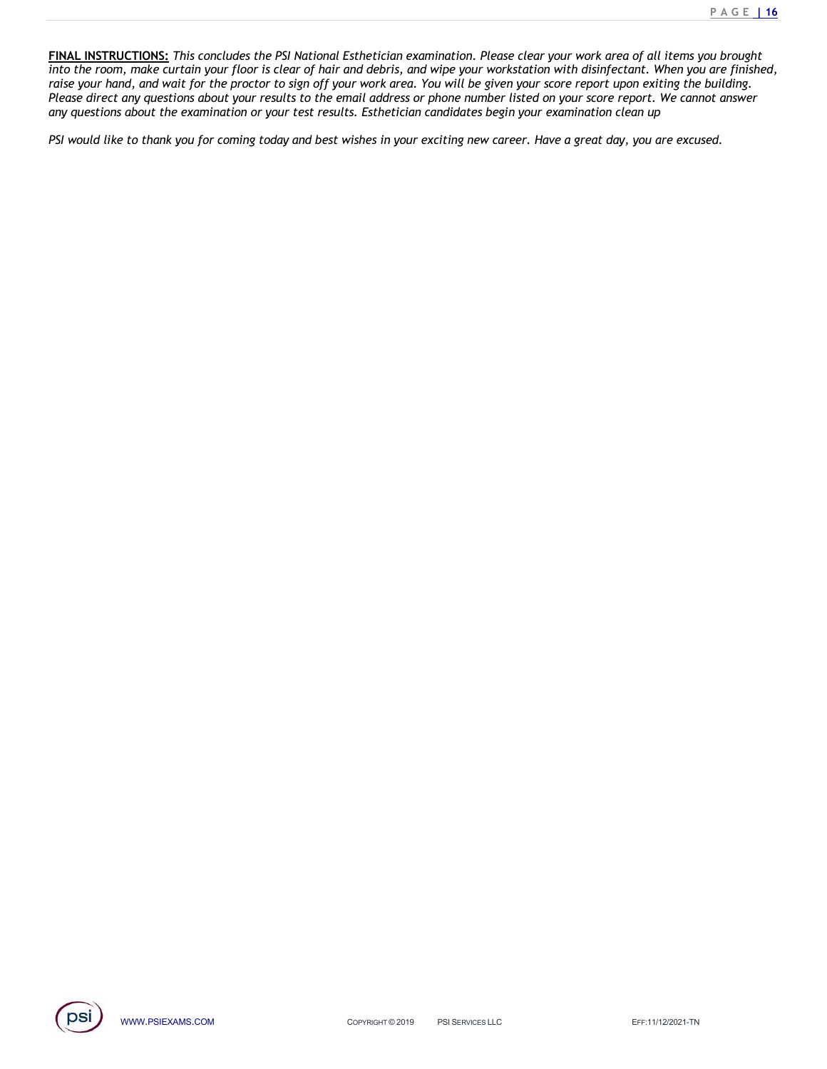**FINAL INSTRUCTIONS:** *This concludes the PSI National Esthetician examination. Please clear your work area of all items you brought into the room, make curtain your floor is clear of hair and debris, and wipe your workstation with disinfectant. When you are finished, raise your hand, and wait for the proctor to sign off your work area. You will be given your score report upon exiting the building. Please direct any questions about your results to the email address or phone number listed on your score report. We cannot answer any questions about the examination or your test results. Esthetician candidates begin your examination clean up*

*PSI would like to thank you for coming today and best wishes in your exciting new career. Have a great day, you are excused.*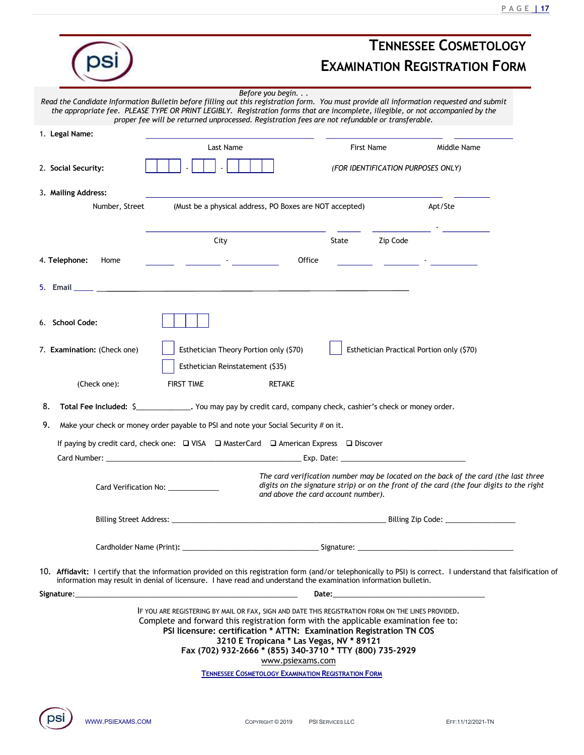# TENNESSEE COSMETOLOGY EXAMINATION REGISTRATION FORM

*Before you begin. . .*
*Read the Candidate Information Bulletin before filling out this registration form. You must provide all information requested and submit the appropriate fee. PLEASE TYPE OR PRINT LEGIBLY. Registration forms that are incomplete, illegible, or not accompanied by the proper fee will be returned unprocessed. Registration fees are not refundable or transferable.*

1. **Legal Name:** ______________________ ______________________ ______________
   Last Name First Name Middle Name

2. **Social Security:** ☐☐☐ - ☐☐ - ☐☐☐☐ *(FOR IDENTIFICATION PURPOSES ONLY)*

3. **Mailing Address:** ______________________________________ __________
   Number, Street (Must be a physical address, PO Boxes are NOT accepted) Apt/Ste

   ______________________ ______ __________ - __________
   City State Zip Code

4. **Telephone:** Home ______ ______ - ________ Office ______ ______ - ________

5. **Email** ________________________________________________

6. **School Code:** ☐☐☐☐

7. **Examination:** (Check one)
   - ☐ Esthetician Theory Portion only ($70)
   - ☐ Esthetician Practical Portion only ($70)
   - ☐ Esthetician Reinstatement ($35)

   (Check one): FIRST TIME RETAKE

8. **Total Fee Included:** $____________. You may pay by credit card, company check, cashier's check or money order.

9. Make your check or money order payable to PSI and note your Social Security # on it.

   If paying by credit card, check one: ❑ VISA ❑ MasterCard ❑ American Express ❑ Discover

   Card Number: ______________________________________ Exp. Date: ____________________

   Card Verification No: ____________

   *The card verification number may be located on the back of the card (the last three digits on the signature strip) or on the front of the card (the four digits to the right and above the card account number).*

   Billing Street Address: ______________________________________ Billing Zip Code: ______________

   Cardholder Name (Print): ____________________________ Signature: ________________________________

10. **Affidavit:** I certify that the information provided on this registration form (and/or telephonically to PSI) is correct. I understand that falsification of information may result in denial of licensure. I have read and understand the examination information bulletin.

**Signature:**______________________________________________ **Date:**________________________________

IF YOU ARE REGISTERING BY MAIL OR FAX, SIGN AND DATE THIS REGISTRATION FORM ON THE LINES PROVIDED.
Complete and forward this registration form with the applicable examination fee to:
**PSI licensure: certification * ATTN: Examination Registration TN COS**
**3210 E Tropicana * Las Vegas, NV * 89121**
**Fax (702) 932-2666 * (855) 340-3710 * TTY (800) 735-2929**
www.psiexams.com

TENNESSEE COSMETOLOGY EXAMINATION REGISTRATION FORM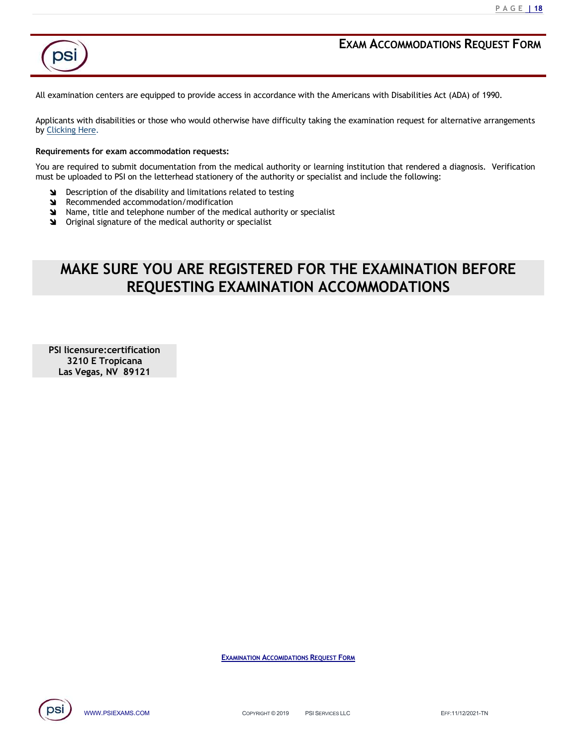# EXAM ACCOMMODATIONS REQUEST FORM

All examination centers are equipped to provide access in accordance with the Americans with Disabilities Act (ADA) of 1990.

Applicants with disabilities or those who would otherwise have difficulty taking the examination request for alternative arrangements by Clicking Here.

**Requirements for exam accommodation requests:**

You are required to submit documentation from the medical authority or learning institution that rendered a diagnosis. Verification must be uploaded to PSI on the letterhead stationery of the authority or specialist and include the following:

- Description of the disability and limitations related to testing
- Recommended accommodation/modification
- Name, title and telephone number of the medical authority or specialist
- Original signature of the medical authority or specialist

## MAKE SURE YOU ARE REGISTERED FOR THE EXAMINATION BEFORE REQUESTING EXAMINATION ACCOMMODATIONS

**PSI licensure:certification**
**3210 E Tropicana**
**Las Vegas, NV 89121**

EXAMINATION ACCOMIDATIONS REQUEST FORM